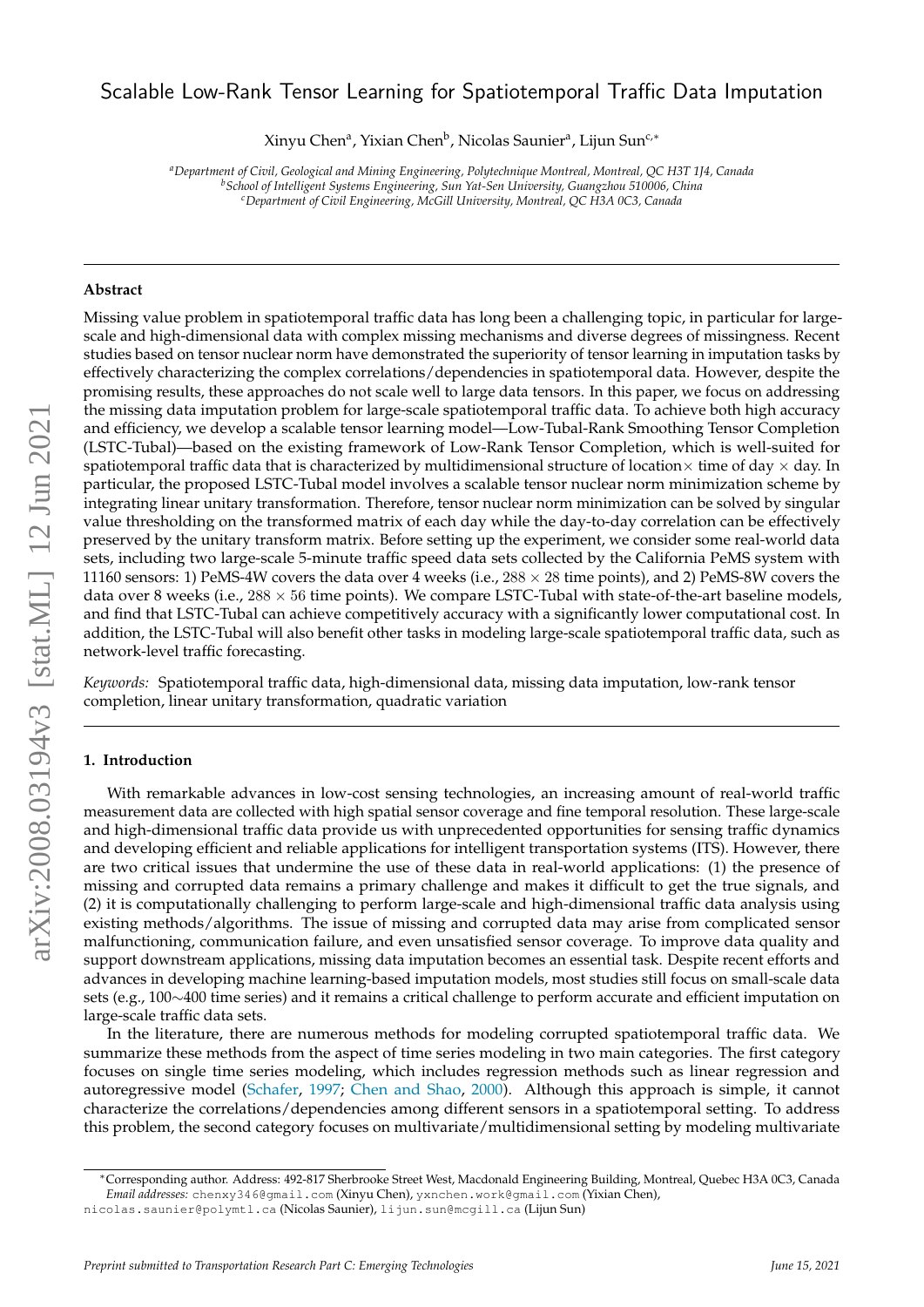# Scalable Low-Rank Tensor Learning for Spatiotemporal Traffic Data Imputation

Xinyu Chen[a], Yixian Chen[b], Nicolas Saunier[a], Lijun Sun[c,*]

[a]*Department of Civil, Geological and Mining Engineering, Polytechnique Montreal, Montreal, QC H3T 1J4, Canada*
[b]*School of Intelligent Systems Engineering, Sun Yat-Sen University, Guangzhou 510006, China*
[c]*Department of Civil Engineering, McGill University, Montreal, QC H3A 0C3, Canada*

## Abstract

Missing value problem in spatiotemporal traffic data has long been a challenging topic, in particular for large-scale and high-dimensional data with complex missing mechanisms and diverse degrees of missingness. Recent studies based on tensor nuclear norm have demonstrated the superiority of tensor learning in imputation tasks by effectively characterizing the complex correlations/dependencies in spatiotemporal data. However, despite the promising results, these approaches do not scale well to large data tensors. In this paper, we focus on addressing the missing data imputation problem for large-scale spatiotemporal traffic data. To achieve both high accuracy and efficiency, we develop a scalable tensor learning model—Low-Tubal-Rank Smoothing Tensor Completion (LSTC-Tubal)—based on the existing framework of Low-Rank Tensor Completion, which is well-suited for spatiotemporal traffic data that is characterized by multidimensional structure of location$\times$ time of day $\times$ day. In particular, the proposed LSTC-Tubal model involves a scalable tensor nuclear norm minimization scheme by integrating linear unitary transformation. Therefore, tensor nuclear norm minimization can be solved by singular value thresholding on the transformed matrix of each day while the day-to-day correlation can be effectively preserved by the unitary transform matrix. Before setting up the experiment, we consider some real-world data sets, including two large-scale 5-minute traffic speed data sets collected by the California PeMS system with 11160 sensors: 1) PeMS-4W covers the data over 4 weeks (i.e., $288 \times 28$ time points), and 2) PeMS-8W covers the data over 8 weeks (i.e., $288 \times 56$ time points). We compare LSTC-Tubal with state-of-the-art baseline models, and find that LSTC-Tubal can achieve competitively accuracy with a significantly lower computational cost. In addition, the LSTC-Tubal will also benefit other tasks in modeling large-scale spatiotemporal traffic data, such as network-level traffic forecasting.

*Keywords:* Spatiotemporal traffic data, high-dimensional data, missing data imputation, low-rank tensor completion, linear unitary transformation, quadratic variation

## 1. Introduction

With remarkable advances in low-cost sensing technologies, an increasing amount of real-world traffic measurement data are collected with high spatial sensor coverage and fine temporal resolution. These large-scale and high-dimensional traffic data provide us with unprecedented opportunities for sensing traffic dynamics and developing efficient and reliable applications for intelligent transportation systems (ITS). However, there are two critical issues that undermine the use of these data in real-world applications: (1) the presence of missing and corrupted data remains a primary challenge and makes it difficult to get the true signals, and (2) it is computationally challenging to perform large-scale and high-dimensional traffic data analysis using existing methods/algorithms. The issue of missing and corrupted data may arise from complicated sensor malfunctioning, communication failure, and even unsatisfied sensor coverage. To improve data quality and support downstream applications, missing data imputation becomes an essential task. Despite recent efforts and advances in developing machine learning-based imputation models, most studies still focus on small-scale data sets (e.g., 100$\sim$400 time series) and it remains a critical challenge to perform accurate and efficient imputation on large-scale traffic data sets.

In the literature, there are numerous methods for modeling corrupted spatiotemporal traffic data. We summarize these methods from the aspect of time series modeling in two main categories. The first category focuses on single time series modeling, which includes regression methods such as linear regression and autoregressive model (Schafer, 1997; Chen and Shao, 2000). Although this approach is simple, it cannot characterize the correlations/dependencies among different sensors in a spatiotemporal setting. To address this problem, the second category focuses on multivariate/multidimensional setting by modeling multivariate

---

*Corresponding author. Address: 492-817 Sherbrooke Street West, Macdonald Engineering Building, Montreal, Quebec H3A 0C3, Canada
*Email addresses:* chenxy346@gmail.com (Xinyu Chen), yxnchen.work@gmail.com (Yixian Chen), nicolas.saunier@polymtl.ca (Nicolas Saunier), lijun.sun@mcgill.ca (Lijun Sun)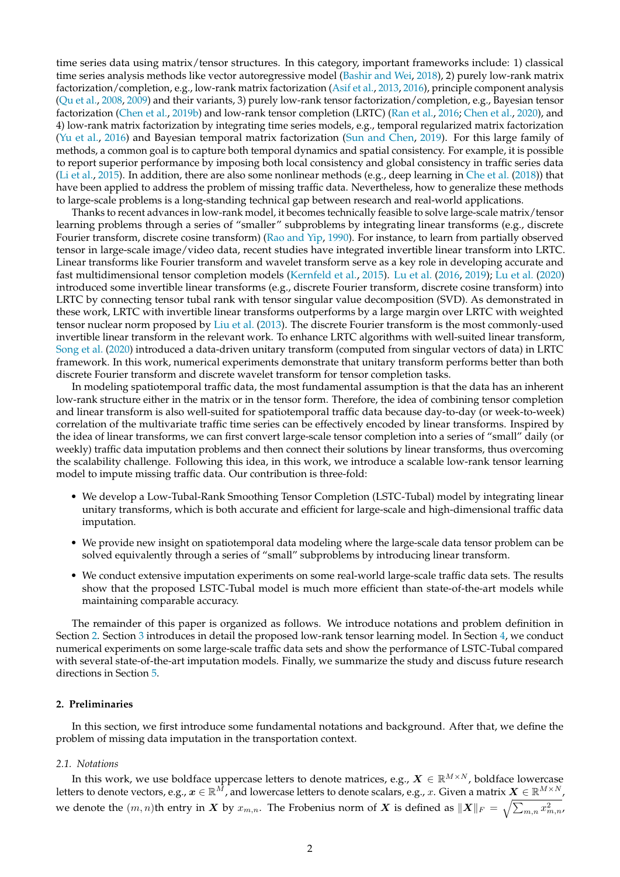time series data using matrix/tensor structures. In this category, important frameworks include: 1) classical time series analysis methods like vector autoregressive model (Bashir and Wei, 2018), 2) purely low-rank matrix factorization/completion, e.g., low-rank matrix factorization (Asif et al., 2013, 2016), principle component analysis (Qu et al., 2008, 2009) and their variants, 3) purely low-rank tensor factorization/completion, e.g., Bayesian tensor factorization (Chen et al., 2019b) and low-rank tensor completion (LRTC) (Ran et al., 2016; Chen et al., 2020), and 4) low-rank matrix factorization by integrating time series models, e.g., temporal regularized matrix factorization (Yu et al., 2016) and Bayesian temporal matrix factorization (Sun and Chen, 2019). For this large family of methods, a common goal is to capture both temporal dynamics and spatial consistency. For example, it is possible to report superior performance by imposing both local consistency and global consistency in traffic series data (Li et al., 2015). In addition, there are also some nonlinear methods (e.g., deep learning in Che et al. (2018)) that have been applied to address the problem of missing traffic data. Nevertheless, how to generalize these methods to large-scale problems is a long-standing technical gap between research and real-world applications.

Thanks to recent advances in low-rank model, it becomes technically feasible to solve large-scale matrix/tensor learning problems through a series of "smaller" subproblems by integrating linear transforms (e.g., discrete Fourier transform, discrete cosine transform) (Rao and Yip, 1990). For instance, to learn from partially observed tensor in large-scale image/video data, recent studies have integrated invertible linear transform into LRTC. Linear transforms like Fourier transform and wavelet transform serve as a key role in developing accurate and fast multidimensional tensor completion models (Kernfeld et al., 2015). Lu et al. (2016, 2019); Lu et al. (2020) introduced some invertible linear transforms (e.g., discrete Fourier transform, discrete cosine transform) into LRTC by connecting tensor tubal rank with tensor singular value decomposition (SVD). As demonstrated in these work, LRTC with invertible linear transforms outperforms by a large margin over LRTC with weighted tensor nuclear norm proposed by Liu et al. (2013). The discrete Fourier transform is the most commonly-used invertible linear transform in the relevant work. To enhance LRTC algorithms with well-suited linear transform, Song et al. (2020) introduced a data-driven unitary transform (computed from singular vectors of data) in LRTC framework. In this work, numerical experiments demonstrate that unitary transform performs better than both discrete Fourier transform and discrete wavelet transform for tensor completion tasks.

In modeling spatiotemporal traffic data, the most fundamental assumption is that the data has an inherent low-rank structure either in the matrix or in the tensor form. Therefore, the idea of combining tensor completion and linear transform is also well-suited for spatiotemporal traffic data because day-to-day (or week-to-week) correlation of the multivariate traffic time series can be effectively encoded by linear transforms. Inspired by the idea of linear transforms, we can first convert large-scale tensor completion into a series of "small" daily (or weekly) traffic data imputation problems and then connect their solutions by linear transforms, thus overcoming the scalability challenge. Following this idea, in this work, we introduce a scalable low-rank tensor learning model to impute missing traffic data. Our contribution is three-fold:

- We develop a Low-Tubal-Rank Smoothing Tensor Completion (LSTC-Tubal) model by integrating linear unitary transforms, which is both accurate and efficient for large-scale and high-dimensional traffic data imputation.
- We provide new insight on spatiotemporal data modeling where the large-scale data tensor problem can be solved equivalently through a series of "small" subproblems by introducing linear transform.
- We conduct extensive imputation experiments on some real-world large-scale traffic data sets. The results show that the proposed LSTC-Tubal model is much more efficient than state-of-the-art models while maintaining comparable accuracy.

The remainder of this paper is organized as follows. We introduce notations and problem definition in Section 2. Section 3 introduces in detail the proposed low-rank tensor learning model. In Section 4, we conduct numerical experiments on some large-scale traffic data sets and show the performance of LSTC-Tubal compared with several state-of-the-art imputation models. Finally, we summarize the study and discuss future research directions in Section 5.

## 2. Preliminaries

In this section, we first introduce some fundamental notations and background. After that, we define the problem of missing data imputation in the transportation context.

### 2.1. Notations

In this work, we use boldface uppercase letters to denote matrices, e.g., $\boldsymbol{X} \in \mathbb{R}^{M \times N}$, boldface lowercase letters to denote vectors, e.g., $\boldsymbol{x} \in \mathbb{R}^{M}$, and lowercase letters to denote scalars, e.g., $x$. Given a matrix $\boldsymbol{X} \in \mathbb{R}^{M \times N}$, we denote the $(m,n)$th entry in $\boldsymbol{X}$ by $x_{m,n}$. The Frobenius norm of $\boldsymbol{X}$ is defined as $\|\boldsymbol{X}\|_F = \sqrt{\sum_{m,n} x_{m,n}^2}$,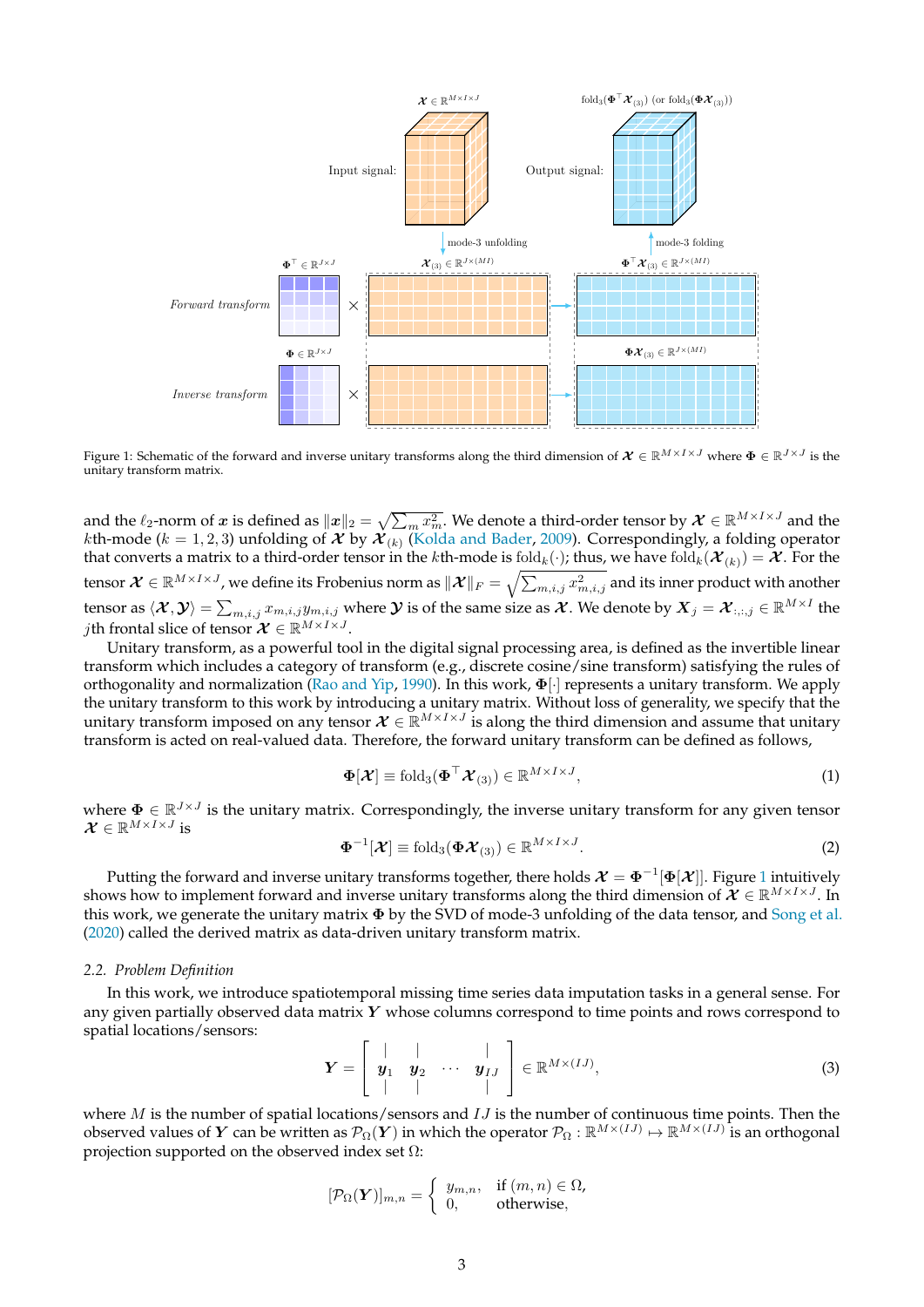Figure 1: Schematic of the forward and inverse unitary transforms along the third dimension of $\boldsymbol{\mathcal{X}} \in \mathbb{R}^{M \times I \times J}$ where $\boldsymbol{\Phi} \in \mathbb{R}^{J \times J}$ is the unitary transform matrix.

and the $\ell_2$-norm of $\boldsymbol{x}$ is defined as $\|\boldsymbol{x}\|_2 = \sqrt{\sum_m x_m^2}$. We denote a third-order tensor by $\boldsymbol{\mathcal{X}} \in \mathbb{R}^{M \times I \times J}$ and the $k$th-mode ($k = 1, 2, 3$) unfolding of $\boldsymbol{\mathcal{X}}$ by $\boldsymbol{\mathcal{X}}_{(k)}$ (Kolda and Bader, 2009). Correspondingly, a folding operator that converts a matrix to a third-order tensor in the $k$th-mode is $\text{fold}_k(\cdot)$; thus, we have $\text{fold}_k(\boldsymbol{\mathcal{X}}_{(k)}) = \boldsymbol{\mathcal{X}}$. For the tensor $\boldsymbol{\mathcal{X}} \in \mathbb{R}^{M \times I \times J}$, we define its Frobenius norm as $\|\boldsymbol{\mathcal{X}}\|_F = \sqrt{\sum_{m,i,j} x_{m,i,j}^2}$ and its inner product with another tensor as $\langle \boldsymbol{\mathcal{X}}, \boldsymbol{\mathcal{Y}} \rangle = \sum_{m,i,j} x_{m,i,j} y_{m,i,j}$ where $\boldsymbol{\mathcal{Y}}$ is of the same size as $\boldsymbol{\mathcal{X}}$. We denote by $\boldsymbol{X}_j = \boldsymbol{\mathcal{X}}_{:,:,j} \in \mathbb{R}^{M \times I}$ the $j$th frontal slice of tensor $\boldsymbol{\mathcal{X}} \in \mathbb{R}^{M \times I \times J}$.

Unitary transform, as a powerful tool in the digital signal processing area, is defined as the invertible linear transform which includes a category of transform (e.g., discrete cosine/sine transform) satisfying the rules of orthogonality and normalization (Rao and Yip, 1990). In this work, $\boldsymbol{\Phi}[\cdot]$ represents a unitary transform. We apply the unitary transform to this work by introducing a unitary matrix. Without loss of generality, we specify that the unitary transform imposed on any tensor $\boldsymbol{\mathcal{X}} \in \mathbb{R}^{M \times I \times J}$ is along the third dimension and assume that unitary transform is acted on real-valued data. Therefore, the forward unitary transform can be defined as follows,

$$\boldsymbol{\Phi}[\boldsymbol{\mathcal{X}}] \equiv \text{fold}_3(\boldsymbol{\Phi}^\top \boldsymbol{\mathcal{X}}_{(3)}) \in \mathbb{R}^{M \times I \times J}, \tag{1}$$

where $\boldsymbol{\Phi} \in \mathbb{R}^{J \times J}$ is the unitary matrix. Correspondingly, the inverse unitary transform for any given tensor $\boldsymbol{\mathcal{X}} \in \mathbb{R}^{M \times I \times J}$ is

$$\boldsymbol{\Phi}^{-1}[\boldsymbol{\mathcal{X}}] \equiv \text{fold}_3(\boldsymbol{\Phi} \boldsymbol{\mathcal{X}}_{(3)}) \in \mathbb{R}^{M \times I \times J}. \tag{2}$$

Putting the forward and inverse unitary transforms together, there holds $\boldsymbol{\mathcal{X}} = \boldsymbol{\Phi}^{-1}[\boldsymbol{\Phi}[\boldsymbol{\mathcal{X}}]]$. Figure 1 intuitively shows how to implement forward and inverse unitary transforms along the third dimension of $\boldsymbol{\mathcal{X}} \in \mathbb{R}^{M \times I \times J}$. In this work, we generate the unitary matrix $\boldsymbol{\Phi}$ by the SVD of mode-3 unfolding of the data tensor, and Song et al. (2020) called the derived matrix as data-driven unitary transform matrix.

### 2.2. Problem Definition

In this work, we introduce spatiotemporal missing time series data imputation tasks in a general sense. For any given partially observed data matrix $\boldsymbol{Y}$ whose columns correspond to time points and rows correspond to spatial locations/sensors:

$$\boldsymbol{Y} = \begin{bmatrix} | & | & & | \\ \boldsymbol{y}_1 & \boldsymbol{y}_2 & \cdots & \boldsymbol{y}_{IJ} \\ | & | & & | \end{bmatrix} \in \mathbb{R}^{M \times (IJ)}, \tag{3}$$

where $M$ is the number of spatial locations/sensors and $IJ$ is the number of continuous time points. Then the observed values of $\boldsymbol{Y}$ can be written as $\mathcal{P}_\Omega(\boldsymbol{Y})$ in which the operator $\mathcal{P}_\Omega : \mathbb{R}^{M \times (IJ)} \mapsto \mathbb{R}^{M \times (IJ)}$ is an orthogonal projection supported on the observed index set $\Omega$:

$$[\mathcal{P}_\Omega(\boldsymbol{Y})]_{m,n} = \begin{cases} y_{m,n}, & \text{if } (m,n) \in \Omega, \\ 0, & \text{otherwise,} \end{cases}$$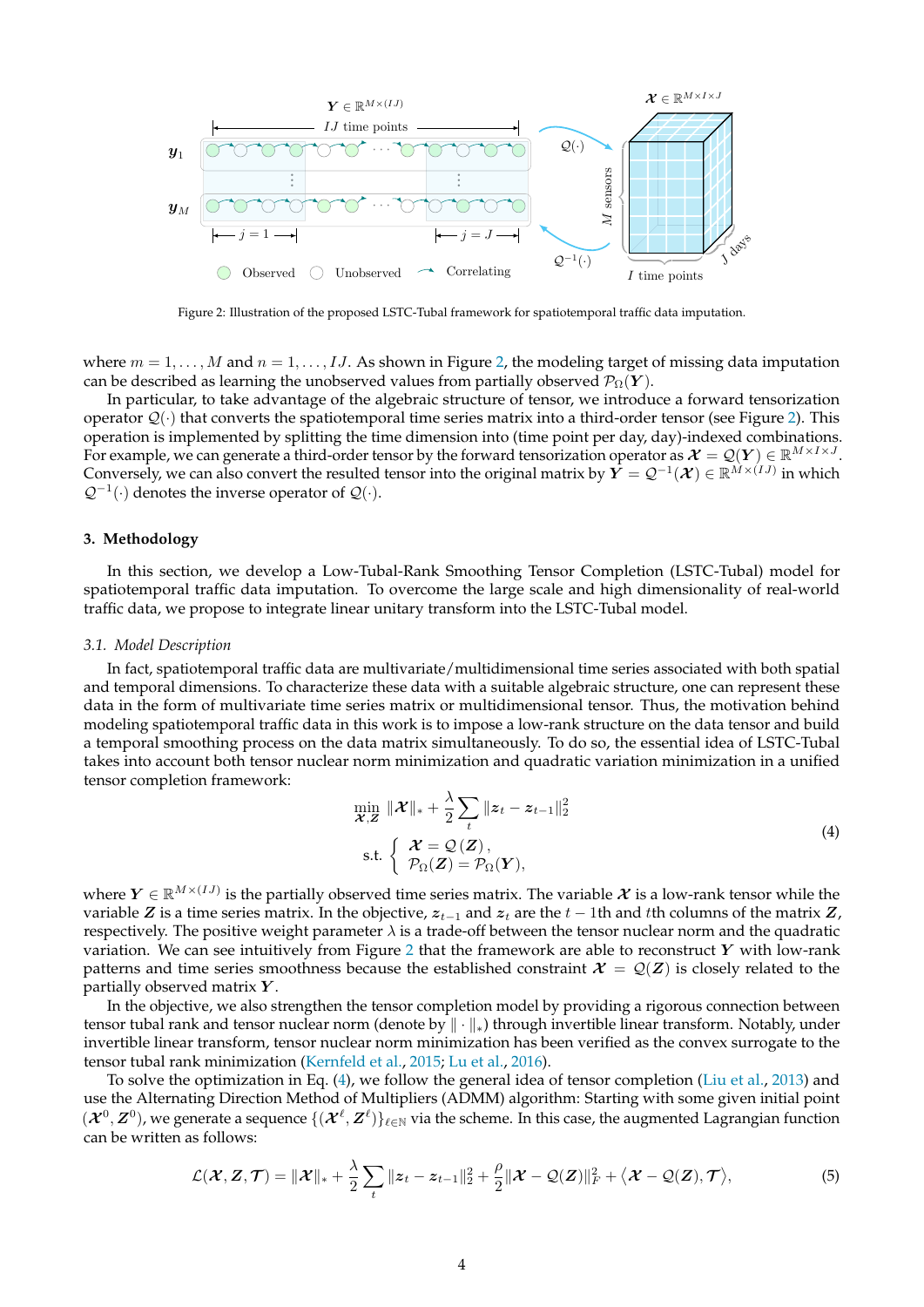Figure 2: Illustration of the proposed LSTC-Tubal framework for spatiotemporal traffic data imputation.

where $m = 1, \ldots, M$ and $n = 1, \ldots, IJ$. As shown in Figure 2, the modeling target of missing data imputation can be described as learning the unobserved values from partially observed $\mathcal{P}_{\Omega}(\boldsymbol{Y})$.

In particular, to take advantage of the algebraic structure of tensor, we introduce a forward tensorization operator $\mathcal{Q}(\cdot)$ that converts the spatiotemporal time series matrix into a third-order tensor (see Figure 2). This operation is implemented by splitting the time dimension into (time point per day, day)-indexed combinations. For example, we can generate a third-order tensor by the forward tensorization operator as $\boldsymbol{\mathcal{X}} = \mathcal{Q}(\boldsymbol{Y}) \in \mathbb{R}^{M \times I \times J}$. Conversely, we can also convert the resulted tensor into the original matrix by $\boldsymbol{Y} = \mathcal{Q}^{-1}(\boldsymbol{\mathcal{X}}) \in \mathbb{R}^{M \times (IJ)}$ in which $\mathcal{Q}^{-1}(\cdot)$ denotes the inverse operator of $\mathcal{Q}(\cdot)$.

## 3. Methodology

In this section, we develop a Low-Tubal-Rank Smoothing Tensor Completion (LSTC-Tubal) model for spatiotemporal traffic data imputation. To overcome the large scale and high dimensionality of real-world traffic data, we propose to integrate linear unitary transform into the LSTC-Tubal model.

### 3.1. Model Description

In fact, spatiotemporal traffic data are multivariate/multidimensional time series associated with both spatial and temporal dimensions. To characterize these data with a suitable algebraic structure, one can represent these data in the form of multivariate time series matrix or multidimensional tensor. Thus, the motivation behind modeling spatiotemporal traffic data in this work is to impose a low-rank structure on the data tensor and build a temporal smoothing process on the data matrix simultaneously. To do so, the essential idea of LSTC-Tubal takes into account both tensor nuclear norm minimization and quadratic variation minimization in a unified tensor completion framework:

$$
\begin{aligned}
\min_{\boldsymbol{\mathcal{X}}, \boldsymbol{Z}} \; & \|\boldsymbol{\mathcal{X}}\|_{*} + \frac{\lambda}{2} \sum_{t} \|\boldsymbol{z}_{t} - \boldsymbol{z}_{t-1}\|_{2}^{2} \\
\text{s.t.} \; & \begin{cases} \boldsymbol{\mathcal{X}} = \mathcal{Q}(\boldsymbol{Z}), \\ \mathcal{P}_{\Omega}(\boldsymbol{Z}) = \mathcal{P}_{\Omega}(\boldsymbol{Y}), \end{cases}
\end{aligned}
\tag{4}
$$

where $\boldsymbol{Y} \in \mathbb{R}^{M \times (IJ)}$ is the partially observed time series matrix. The variable $\boldsymbol{\mathcal{X}}$ is a low-rank tensor while the variable $\boldsymbol{Z}$ is a time series matrix. In the objective, $\boldsymbol{z}_{t-1}$ and $\boldsymbol{z}_{t}$ are the $t-1$th and $t$th columns of the matrix $\boldsymbol{Z}$, respectively. The positive weight parameter $\lambda$ is a trade-off between the tensor nuclear norm and the quadratic variation. We can see intuitively from Figure 2 that the framework are able to reconstruct $\boldsymbol{Y}$ with low-rank patterns and time series smoothness because the established constraint $\boldsymbol{\mathcal{X}} = \mathcal{Q}(\boldsymbol{Z})$ is closely related to the partially observed matrix $\boldsymbol{Y}$.

In the objective, we also strengthen the tensor completion model by providing a rigorous connection between tensor tubal rank and tensor nuclear norm (denote by $\|\cdot\|_{*}$) through invertible linear transform. Notably, under invertible linear transform, tensor nuclear norm minimization has been verified as the convex surrogate to the tensor tubal rank minimization (Kernfeld et al., 2015; Lu et al., 2016).

To solve the optimization in Eq. (4), we follow the general idea of tensor completion (Liu et al., 2013) and use the Alternating Direction Method of Multipliers (ADMM) algorithm: Starting with some given initial point $(\boldsymbol{\mathcal{X}}^{0}, \boldsymbol{Z}^{0})$, we generate a sequence $\{(\boldsymbol{\mathcal{X}}^{\ell}, \boldsymbol{Z}^{\ell})\}_{\ell \in \mathbb{N}}$ via the scheme. In this case, the augmented Lagrangian function can be written as follows:

$$
\mathcal{L}(\boldsymbol{\mathcal{X}}, \boldsymbol{Z}, \boldsymbol{\mathcal{T}}) = \|\boldsymbol{\mathcal{X}}\|_{*} + \frac{\lambda}{2} \sum_{t} \|\boldsymbol{z}_{t} - \boldsymbol{z}_{t-1}\|_{2}^{2} + \frac{\rho}{2} \|\boldsymbol{\mathcal{X}} - \mathcal{Q}(\boldsymbol{Z})\|_{F}^{2} + \langle \boldsymbol{\mathcal{X}} - \mathcal{Q}(\boldsymbol{Z}), \boldsymbol{\mathcal{T}} \rangle,
\tag{5}
$$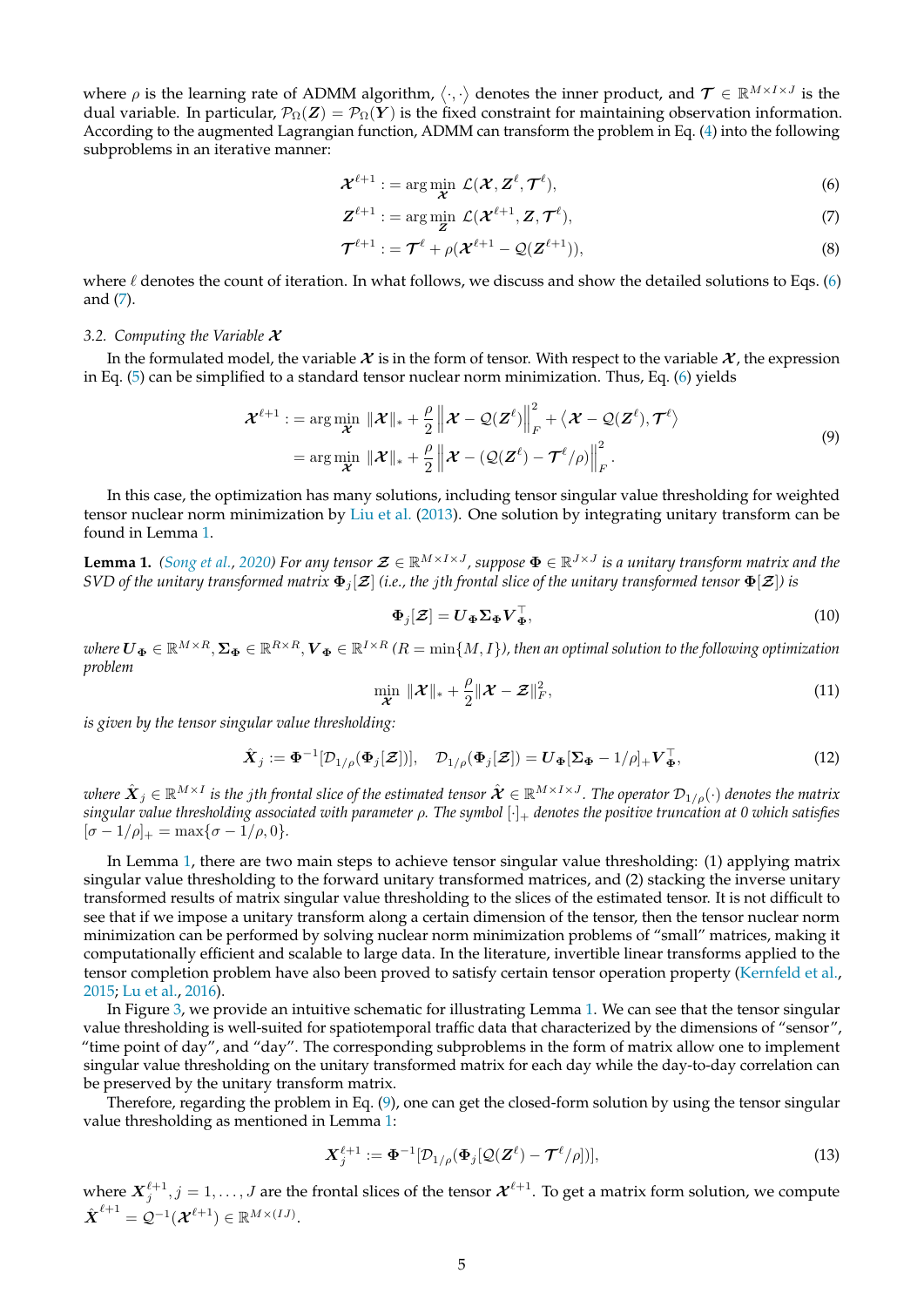where $\rho$ is the learning rate of ADMM algorithm, $\langle \cdot, \cdot \rangle$ denotes the inner product, and $\boldsymbol{\mathcal{T}} \in \mathbb{R}^{M \times I \times J}$ is the dual variable. In particular, $\mathcal{P}_\Omega(\boldsymbol{Z}) = \mathcal{P}_\Omega(\boldsymbol{Y})$ is the fixed constraint for maintaining observation information. According to the augmented Lagrangian function, ADMM can transform the problem in Eq. (4) into the following subproblems in an iterative manner:

$$\boldsymbol{\mathcal{X}}^{\ell+1} := \arg\min_{\boldsymbol{\mathcal{X}}} \; \mathcal{L}(\boldsymbol{\mathcal{X}}, \boldsymbol{Z}^{\ell}, \boldsymbol{\mathcal{T}}^{\ell}), \tag{6}$$

$$\boldsymbol{Z}^{\ell+1} := \arg\min_{\boldsymbol{Z}} \; \mathcal{L}(\boldsymbol{\mathcal{X}}^{\ell+1}, \boldsymbol{Z}, \boldsymbol{\mathcal{T}}^{\ell}), \tag{7}$$

$$\boldsymbol{\mathcal{T}}^{\ell+1} := \boldsymbol{\mathcal{T}}^{\ell} + \rho(\boldsymbol{\mathcal{X}}^{\ell+1} - \mathcal{Q}(\boldsymbol{Z}^{\ell+1})), \tag{8}$$

where $\ell$ denotes the count of iteration. In what follows, we discuss and show the detailed solutions to Eqs. (6) and (7).

### 3.2. Computing the Variable $\boldsymbol{\mathcal{X}}$

In the formulated model, the variable $\boldsymbol{\mathcal{X}}$ is in the form of tensor. With respect to the variable $\boldsymbol{\mathcal{X}}$, the expression in Eq. (5) can be simplified to a standard tensor nuclear norm minimization. Thus, Eq. (6) yields

$$\begin{aligned}
\boldsymbol{\mathcal{X}}^{\ell+1} &:= \arg\min_{\boldsymbol{\mathcal{X}}} \; \|\boldsymbol{\mathcal{X}}\|_* + \frac{\rho}{2}\left\|\boldsymbol{\mathcal{X}} - \mathcal{Q}(\boldsymbol{Z}^{\ell})\right\|_F^2 + \left\langle \boldsymbol{\mathcal{X}} - \mathcal{Q}(\boldsymbol{Z}^{\ell}), \boldsymbol{\mathcal{T}}^{\ell} \right\rangle \\
&= \arg\min_{\boldsymbol{\mathcal{X}}} \; \|\boldsymbol{\mathcal{X}}\|_* + \frac{\rho}{2}\left\|\boldsymbol{\mathcal{X}} - (\mathcal{Q}(\boldsymbol{Z}^{\ell}) - \boldsymbol{\mathcal{T}}^{\ell}/\rho)\right\|_F^2.
\end{aligned} \tag{9}$$

In this case, the optimization has many solutions, including tensor singular value thresholding for weighted tensor nuclear norm minimization by Liu et al. (2013). One solution by integrating unitary transform can be found in Lemma 1.

**Lemma 1.** *(Song et al., 2020) For any tensor $\boldsymbol{\mathcal{Z}} \in \mathbb{R}^{M \times I \times J}$, suppose $\boldsymbol{\Phi} \in \mathbb{R}^{J \times J}$ is a unitary transform matrix and the SVD of the unitary transformed matrix $\boldsymbol{\Phi}_j[\boldsymbol{\mathcal{Z}}]$ (i.e., the jth frontal slice of the unitary transformed tensor $\boldsymbol{\Phi}[\boldsymbol{\mathcal{Z}}]$) is*

$$\boldsymbol{\Phi}_j[\boldsymbol{\mathcal{Z}}] = \boldsymbol{U}_{\boldsymbol{\Phi}} \boldsymbol{\Sigma}_{\boldsymbol{\Phi}} \boldsymbol{V}_{\boldsymbol{\Phi}}^\top, \tag{10}$$

*where $\boldsymbol{U}_{\boldsymbol{\Phi}} \in \mathbb{R}^{M \times R}, \boldsymbol{\Sigma}_{\boldsymbol{\Phi}} \in \mathbb{R}^{R \times R}, \boldsymbol{V}_{\boldsymbol{\Phi}} \in \mathbb{R}^{I \times R}$ ($R = \min\{M, I\}$), then an optimal solution to the following optimization problem*

$$\min_{\boldsymbol{\mathcal{X}}} \; \|\boldsymbol{\mathcal{X}}\|_* + \frac{\rho}{2}\|\boldsymbol{\mathcal{X}} - \boldsymbol{\mathcal{Z}}\|_F^2, \tag{11}$$

*is given by the tensor singular value thresholding:*

$$\hat{\boldsymbol{X}}_j := \boldsymbol{\Phi}^{-1}[\mathcal{D}_{1/\rho}(\boldsymbol{\Phi}_j[\boldsymbol{\mathcal{Z}}])], \quad \mathcal{D}_{1/\rho}(\boldsymbol{\Phi}_j[\boldsymbol{\mathcal{Z}}]) = \boldsymbol{U}_{\boldsymbol{\Phi}}[\boldsymbol{\Sigma}_{\boldsymbol{\Phi}} - 1/\rho]_+ \boldsymbol{V}_{\boldsymbol{\Phi}}^\top, \tag{12}$$

*where $\hat{\boldsymbol{X}}_j \in \mathbb{R}^{M \times I}$ is the jth frontal slice of the estimated tensor $\hat{\boldsymbol{\mathcal{X}}} \in \mathbb{R}^{M \times I \times J}$. The operator $\mathcal{D}_{1/\rho}(\cdot)$ denotes the matrix singular value thresholding associated with parameter $\rho$. The symbol $[\cdot]_+$ denotes the positive truncation at 0 which satisfies $[\sigma - 1/\rho]_+ = \max\{\sigma - 1/\rho, 0\}$.*

In Lemma 1, there are two main steps to achieve tensor singular value thresholding: (1) applying matrix singular value thresholding to the forward unitary transformed matrices, and (2) stacking the inverse unitary transformed results of matrix singular value thresholding to the slices of the estimated tensor. It is not difficult to see that if we impose a unitary transform along a certain dimension of the tensor, then the tensor nuclear norm minimization can be performed by solving nuclear norm minimization problems of "small" matrices, making it computationally efficient and scalable to large data. In the literature, invertible linear transforms applied to the tensor completion problem have also been proved to satisfy certain tensor operation property (Kernfeld et al., 2015; Lu et al., 2016).

In Figure 3, we provide an intuitive schematic for illustrating Lemma 1. We can see that the tensor singular value thresholding is well-suited for spatiotemporal traffic data that characterized by the dimensions of "sensor", "time point of day", and "day". The corresponding subproblems in the form of matrix allow one to implement singular value thresholding on the unitary transformed matrix for each day while the day-to-day correlation can be preserved by the unitary transform matrix.

Therefore, regarding the problem in Eq. (9), one can get the closed-form solution by using the tensor singular value thresholding as mentioned in Lemma 1:

$$\boldsymbol{X}_j^{\ell+1} := \boldsymbol{\Phi}^{-1}[\mathcal{D}_{1/\rho}(\boldsymbol{\Phi}_j[\mathcal{Q}(\boldsymbol{Z}^{\ell}) - \boldsymbol{\mathcal{T}}^{\ell}/\rho])], \tag{13}$$

where $\boldsymbol{X}_j^{\ell+1}, j = 1, \ldots, J$ are the frontal slices of the tensor $\boldsymbol{\mathcal{X}}^{\ell+1}$. To get a matrix form solution, we compute $\hat{\boldsymbol{X}}^{\ell+1} = \mathcal{Q}^{-1}(\boldsymbol{\mathcal{X}}^{\ell+1}) \in \mathbb{R}^{M \times (IJ)}$.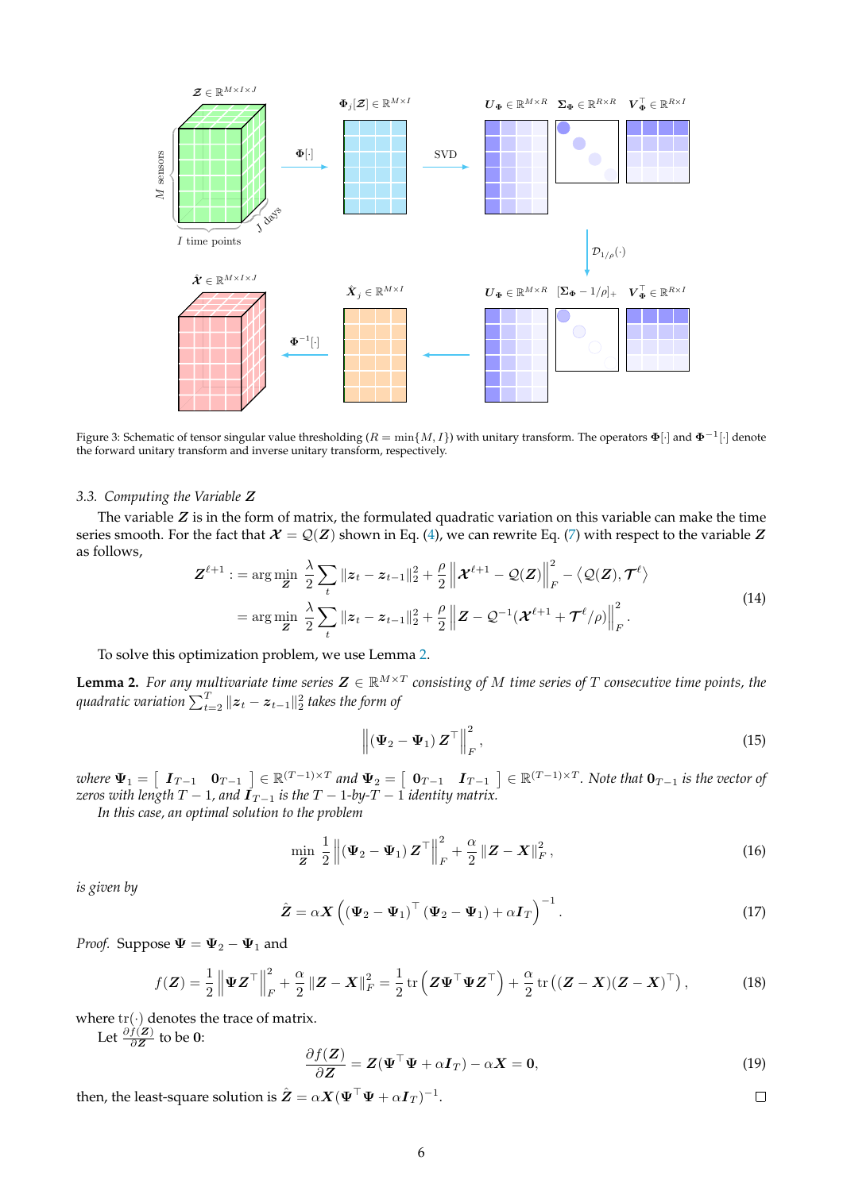Figure 3: Schematic of tensor singular value thresholding ($R = \min\{M, I\}$) with unitary transform. The operators $\boldsymbol{\Phi}[\cdot]$ and $\boldsymbol{\Phi}^{-1}[\cdot]$ denote the forward unitary transform and inverse unitary transform, respectively.

### 3.3. Computing the Variable $\boldsymbol{Z}$

The variable $\boldsymbol{Z}$ is in the form of matrix, the formulated quadratic variation on this variable can make the time series smooth. For the fact that $\boldsymbol{\mathcal{X}} = \mathcal{Q}(\boldsymbol{Z})$ shown in Eq. (4), we can rewrite Eq. (7) with respect to the variable $\boldsymbol{Z}$ as follows,

$$
\begin{aligned}
\boldsymbol{Z}^{\ell+1} :&= \arg\min_{\boldsymbol{Z}} \frac{\lambda}{2}\sum_t \|\boldsymbol{z}_t - \boldsymbol{z}_{t-1}\|_2^2 + \frac{\rho}{2}\left\|\boldsymbol{\mathcal{X}}^{\ell+1} - \mathcal{Q}(\boldsymbol{Z})\right\|_F^2 - \left\langle \mathcal{Q}(\boldsymbol{Z}), \boldsymbol{\mathcal{T}}^{\ell}\right\rangle \\
&= \arg\min_{\boldsymbol{Z}} \frac{\lambda}{2}\sum_t \|\boldsymbol{z}_t - \boldsymbol{z}_{t-1}\|_2^2 + \frac{\rho}{2}\left\|\boldsymbol{Z} - \mathcal{Q}^{-1}(\boldsymbol{\mathcal{X}}^{\ell+1} + \boldsymbol{\mathcal{T}}^{\ell}/\rho)\right\|_F^2.
\end{aligned} \tag{14}
$$

To solve this optimization problem, we use Lemma 2.

**Lemma 2.** *For any multivariate time series $\boldsymbol{Z} \in \mathbb{R}^{M\times T}$ consisting of $M$ time series of $T$ consecutive time points, the quadratic variation $\sum_{t=2}^{T}\|\boldsymbol{z}_t - \boldsymbol{z}_{t-1}\|_2^2$ takes the form of*

$$
\left\|\left(\boldsymbol{\Psi}_2 - \boldsymbol{\Psi}_1\right)\boldsymbol{Z}^\top\right\|_F^2, \tag{15}
$$

*where $\boldsymbol{\Psi}_1 = \begin{bmatrix} \boldsymbol{I}_{T-1} & \boldsymbol{0}_{T-1}\end{bmatrix} \in \mathbb{R}^{(T-1)\times T}$ and $\boldsymbol{\Psi}_2 = \begin{bmatrix} \boldsymbol{0}_{T-1} & \boldsymbol{I}_{T-1}\end{bmatrix} \in \mathbb{R}^{(T-1)\times T}$. Note that $\boldsymbol{0}_{T-1}$ is the vector of zeros with length $T-1$, and $\boldsymbol{I}_{T-1}$ is the $T-1$-by-$T-1$ identity matrix.*

*In this case, an optimal solution to the problem*

$$
\min_{\boldsymbol{Z}} \frac{1}{2}\left\|\left(\boldsymbol{\Psi}_2 - \boldsymbol{\Psi}_1\right)\boldsymbol{Z}^\top\right\|_F^2 + \frac{\alpha}{2}\|\boldsymbol{Z} - \boldsymbol{X}\|_F^2, \tag{16}
$$

*is given by*

$$
\hat{\boldsymbol{Z}} = \alpha\boldsymbol{X}\left(\left(\boldsymbol{\Psi}_2 - \boldsymbol{\Psi}_1\right)^\top\left(\boldsymbol{\Psi}_2 - \boldsymbol{\Psi}_1\right) + \alpha\boldsymbol{I}_T\right)^{-1}. \tag{17}
$$

*Proof.* Suppose $\boldsymbol{\Psi} = \boldsymbol{\Psi}_2 - \boldsymbol{\Psi}_1$ and

$$
f(\boldsymbol{Z}) = \frac{1}{2}\left\|\boldsymbol{\Psi}\boldsymbol{Z}^\top\right\|_F^2 + \frac{\alpha}{2}\|\boldsymbol{Z} - \boldsymbol{X}\|_F^2 = \frac{1}{2}\operatorname{tr}\left(\boldsymbol{Z}\boldsymbol{\Psi}^\top\boldsymbol{\Psi}\boldsymbol{Z}^\top\right) + \frac{\alpha}{2}\operatorname{tr}\left((\boldsymbol{Z} - \boldsymbol{X})(\boldsymbol{Z} - \boldsymbol{X})^\top\right), \tag{18}
$$

where $\operatorname{tr}(\cdot)$ denotes the trace of matrix.

Let $\frac{\partial f(\boldsymbol{Z})}{\partial \boldsymbol{Z}}$ to be $\boldsymbol{0}$:

$$
\frac{\partial f(\boldsymbol{Z})}{\partial \boldsymbol{Z}} = \boldsymbol{Z}(\boldsymbol{\Psi}^\top\boldsymbol{\Psi} + \alpha\boldsymbol{I}_T) - \alpha\boldsymbol{X} = \boldsymbol{0}, \tag{19}
$$

then, the least-square solution is $\hat{\boldsymbol{Z}} = \alpha\boldsymbol{X}(\boldsymbol{\Psi}^\top\boldsymbol{\Psi} + \alpha\boldsymbol{I}_T)^{-1}$. □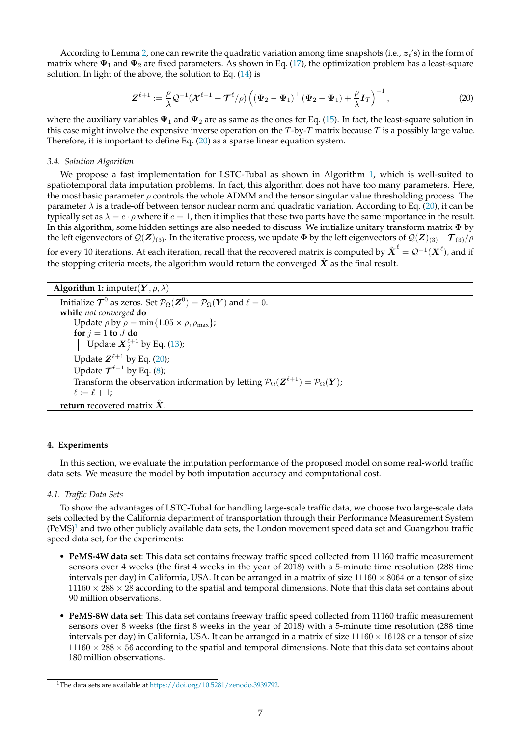According to Lemma 2, one can rewrite the quadratic variation among time snapshots (i.e., $\boldsymbol{z}_t$'s) in the form of matrix where $\boldsymbol{\Psi}_1$ and $\boldsymbol{\Psi}_2$ are fixed parameters. As shown in Eq. (17), the optimization problem has a least-square solution. In light of the above, the solution to Eq. (14) is

$$\boldsymbol{Z}^{\ell+1} := \frac{\rho}{\lambda}\mathcal{Q}^{-1}(\boldsymbol{\mathcal{X}}^{\ell+1} + \boldsymbol{\mathcal{T}}^{\ell}/\rho)\left((\boldsymbol{\Psi}_2 - \boldsymbol{\Psi}_1)^{\top}(\boldsymbol{\Psi}_2 - \boldsymbol{\Psi}_1) + \frac{\rho}{\lambda}\boldsymbol{I}_T\right)^{-1}, \tag{20}$$

where the auxiliary variables $\boldsymbol{\Psi}_1$ and $\boldsymbol{\Psi}_2$ are as same as the ones for Eq. (15). In fact, the least-square solution in this case might involve the expensive inverse operation on the $T$-by-$T$ matrix because $T$ is a possibly large value. Therefore, it is important to define Eq. (20) as a sparse linear equation system.

### 3.4. Solution Algorithm

We propose a fast implementation for LSTC-Tubal as shown in Algorithm 1, which is well-suited to spatiotemporal data imputation problems. In fact, this algorithm does not have too many parameters. Here, the most basic parameter $\rho$ controls the whole ADMM and the tensor singular value thresholding process. The parameter $\lambda$ is a trade-off between tensor nuclear norm and quadratic variation. According to Eq. (20), it can be typically set as $\lambda = c \cdot \rho$ where if $c = 1$, then it implies that these two parts have the same importance in the result. In this algorithm, some hidden settings are also needed to discuss. We initialize unitary transform matrix $\boldsymbol{\Phi}$ by the left eigenvectors of $\mathcal{Q}(\boldsymbol{Z})_{(3)}$. In the iterative process, we update $\boldsymbol{\Phi}$ by the left eigenvectors of $\mathcal{Q}(\boldsymbol{Z})_{(3)} - \boldsymbol{\mathcal{T}}_{(3)}/\rho$ for every 10 iterations. At each iteration, recall that the recovered matrix is computed by $\hat{\boldsymbol{X}}^{\ell} = \mathcal{Q}^{-1}(\boldsymbol{X}^{\ell})$, and if the stopping criteria meets, the algorithm would return the converged $\hat{\boldsymbol{X}}$ as the final result.

**Algorithm 1:** imputer($\boldsymbol{Y}, \rho, \lambda$)

```
Initialize T^0 as zeros. Set P_Ω(Z^0) = P_Ω(Y) and ℓ = 0.
while not converged do
    Update ρ by ρ = min{1.05 × ρ, ρ_max};
    for j = 1 to J do
        Update X_j^{ℓ+1} by Eq. (13);
    Update Z^{ℓ+1} by Eq. (20);
    Update T^{ℓ+1} by Eq. (8);
    Transform the observation information by letting P_Ω(Z^{ℓ+1}) = P_Ω(Y);
    ℓ := ℓ + 1;
return recovered matrix X̂.
```

## 4. Experiments

In this section, we evaluate the imputation performance of the proposed model on some real-world traffic data sets. We measure the model by both imputation accuracy and computational cost.

### 4.1. Traffic Data Sets

To show the advantages of LSTC-Tubal for handling large-scale traffic data, we choose two large-scale data sets collected by the California department of transportation through their Performance Measurement System (PeMS)[1] and two other publicly available data sets, the London movement speed data set and Guangzhou traffic speed data set, for the experiments:

- **PeMS-4W data set**: This data set contains freeway traffic speed collected from 11160 traffic measurement sensors over 4 weeks (the first 4 weeks in the year of 2018) with a 5-minute time resolution (288 time intervals per day) in California, USA. It can be arranged in a matrix of size $11160 \times 8064$ or a tensor of size $11160 \times 288 \times 28$ according to the spatial and temporal dimensions. Note that this data set contains about 90 million observations.
- **PeMS-8W data set**: This data set contains freeway traffic speed collected from 11160 traffic measurement sensors over 8 weeks (the first 8 weeks in the year of 2018) with a 5-minute time resolution (288 time intervals per day) in California, USA. It can be arranged in a matrix of size $11160 \times 16128$ or a tensor of size $11160 \times 288 \times 56$ according to the spatial and temporal dimensions. Note that this data set contains about 180 million observations.

[1] The data sets are available at https://doi.org/10.5281/zenodo.3939792.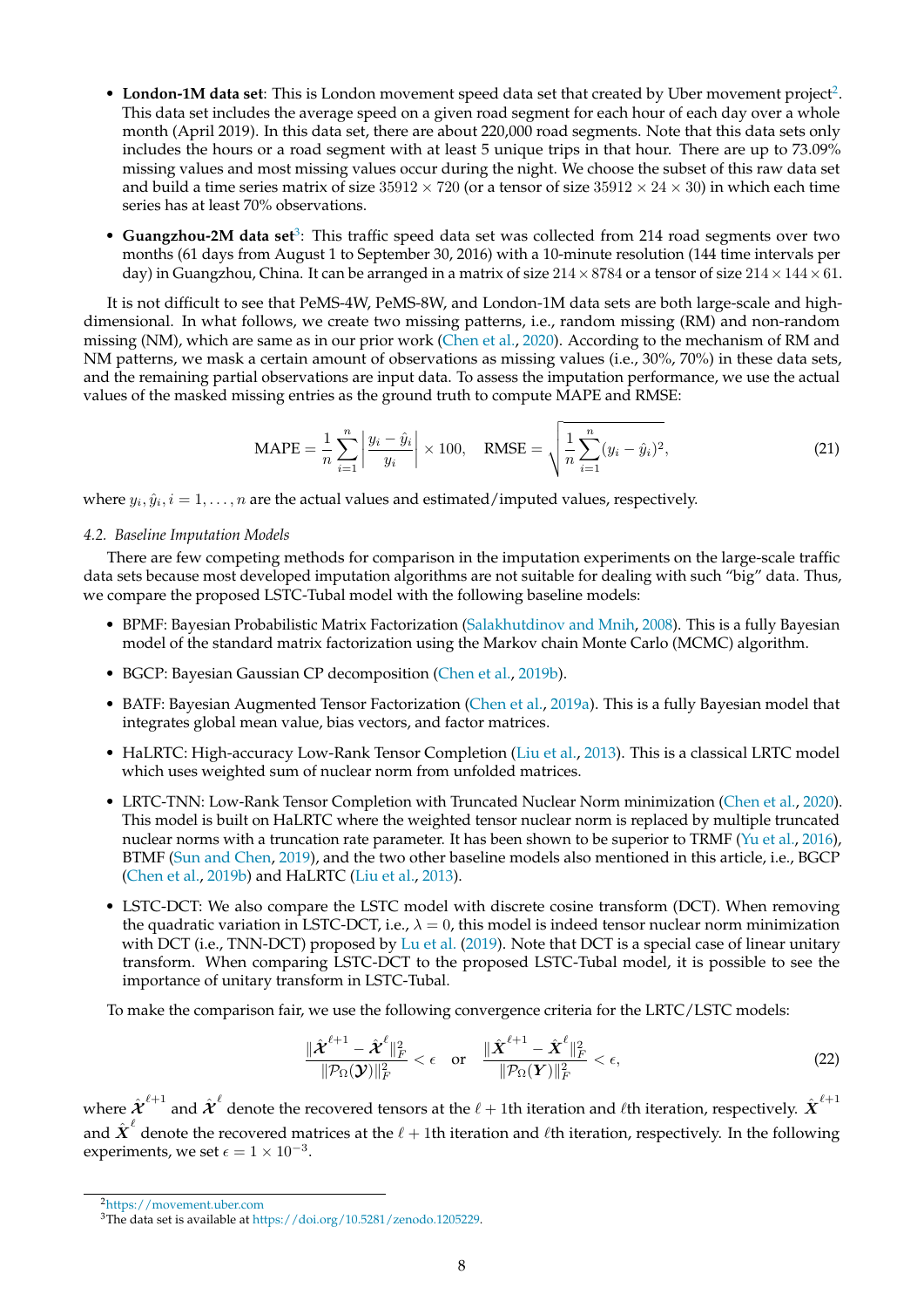- **London-1M data set**: This is London movement speed data set that created by Uber movement project[2]. This data set includes the average speed on a given road segment for each hour of each day over a whole month (April 2019). In this data set, there are about 220,000 road segments. Note that this data sets only includes the hours or a road segment with at least 5 unique trips in that hour. There are up to 73.09% missing values and most missing values occur during the night. We choose the subset of this raw data set and build a time series matrix of size $35912 \times 720$ (or a tensor of size $35912 \times 24 \times 30$) in which each time series has at least 70% observations.
- **Guangzhou-2M data set**[3]: This traffic speed data set was collected from 214 road segments over two months (61 days from August 1 to September 30, 2016) with a 10-minute resolution (144 time intervals per day) in Guangzhou, China. It can be arranged in a matrix of size $214 \times 8784$ or a tensor of size $214 \times 144 \times 61$.

It is not difficult to see that PeMS-4W, PeMS-8W, and London-1M data sets are both large-scale and high-dimensional. In what follows, we create two missing patterns, i.e., random missing (RM) and non-random missing (NM), which are same as in our prior work (Chen et al., 2020). According to the mechanism of RM and NM patterns, we mask a certain amount of observations as missing values (i.e., 30%, 70%) in these data sets, and the remaining partial observations are input data. To assess the imputation performance, we use the actual values of the masked missing entries as the ground truth to compute MAPE and RMSE:

$$\text{MAPE} = \frac{1}{n}\sum_{i=1}^{n}\left|\frac{y_i - \hat{y}_i}{y_i}\right| \times 100, \quad \text{RMSE} = \sqrt{\frac{1}{n}\sum_{i=1}^{n}(y_i - \hat{y}_i)^2}, \tag{21}$$

where $y_i, \hat{y}_i, i = 1, \ldots, n$ are the actual values and estimated/imputed values, respectively.

### *4.2. Baseline Imputation Models*

There are few competing methods for comparison in the imputation experiments on the large-scale traffic data sets because most developed imputation algorithms are not suitable for dealing with such "big" data. Thus, we compare the proposed LSTC-Tubal model with the following baseline models:

- BPMF: Bayesian Probabilistic Matrix Factorization (Salakhutdinov and Mnih, 2008). This is a fully Bayesian model of the standard matrix factorization using the Markov chain Monte Carlo (MCMC) algorithm.
- BGCP: Bayesian Gaussian CP decomposition (Chen et al., 2019b).
- BATF: Bayesian Augmented Tensor Factorization (Chen et al., 2019a). This is a fully Bayesian model that integrates global mean value, bias vectors, and factor matrices.
- HaLRTC: High-accuracy Low-Rank Tensor Completion (Liu et al., 2013). This is a classical LRTC model which uses weighted sum of nuclear norm from unfolded matrices.
- LRTC-TNN: Low-Rank Tensor Completion with Truncated Nuclear Norm minimization (Chen et al., 2020). This model is built on HaLRTC where the weighted tensor nuclear norm is replaced by multiple truncated nuclear norms with a truncation rate parameter. It has been shown to be superior to TRMF (Yu et al., 2016), BTMF (Sun and Chen, 2019), and the two other baseline models also mentioned in this article, i.e., BGCP (Chen et al., 2019b) and HaLRTC (Liu et al., 2013).
- LSTC-DCT: We also compare the LSTC model with discrete cosine transform (DCT). When removing the quadratic variation in LSTC-DCT, i.e., $\lambda = 0$, this model is indeed tensor nuclear norm minimization with DCT (i.e., TNN-DCT) proposed by Lu et al. (2019). Note that DCT is a special case of linear unitary transform. When comparing LSTC-DCT to the proposed LSTC-Tubal model, it is possible to see the importance of unitary transform in LSTC-Tubal.

To make the comparison fair, we use the following convergence criteria for the LRTC/LSTC models:

$$\frac{\|\hat{\boldsymbol{\mathcal{X}}}^{\ell+1} - \hat{\boldsymbol{\mathcal{X}}}^{\ell}\|_F^2}{\|\mathcal{P}_\Omega(\boldsymbol{\mathcal{Y}})\|_F^2} < \epsilon \quad \text{or} \quad \frac{\|\hat{\boldsymbol{X}}^{\ell+1} - \hat{\boldsymbol{X}}^{\ell}\|_F^2}{\|\mathcal{P}_\Omega(\boldsymbol{Y})\|_F^2} < \epsilon, \tag{22}$$

where $\hat{\boldsymbol{\mathcal{X}}}^{\ell+1}$ and $\hat{\boldsymbol{\mathcal{X}}}^{\ell}$ denote the recovered tensors at the $\ell+1$th iteration and $\ell$th iteration, respectively. $\hat{\boldsymbol{X}}^{\ell+1}$ and $\hat{\boldsymbol{X}}^{\ell}$ denote the recovered matrices at the $\ell+1$th iteration and $\ell$th iteration, respectively. In the following experiments, we set $\epsilon = 1 \times 10^{-3}$.

---

[2] https://movement.uber.com

[3] The data set is available at https://doi.org/10.5281/zenodo.1205229.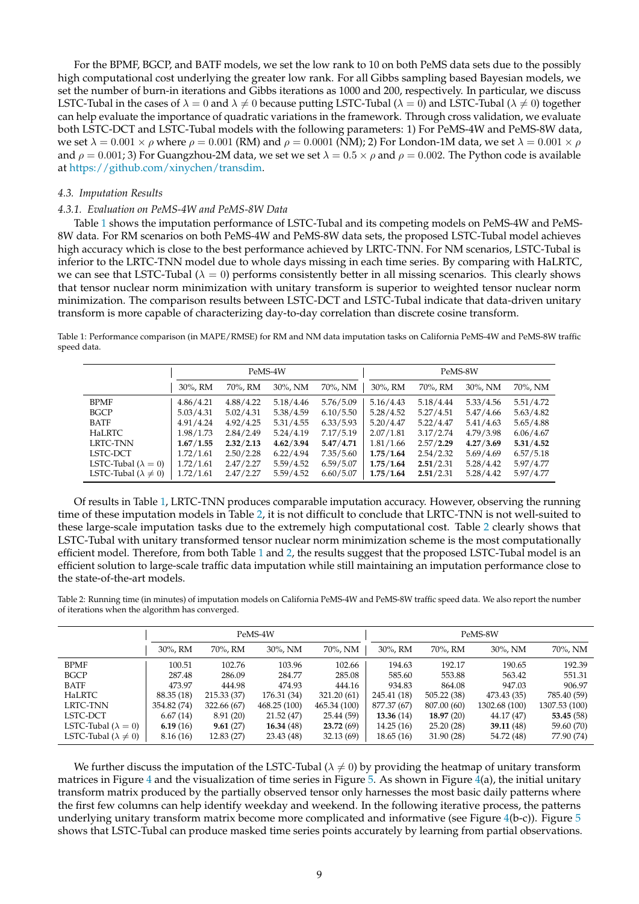For the BPMF, BGCP, and BATF models, we set the low rank to 10 on both PeMS data sets due to the possibly high computational cost underlying the greater low rank. For all Gibbs sampling based Bayesian models, we set the number of burn-in iterations and Gibbs iterations as 1000 and 200, respectively. In particular, we discuss LSTC-Tubal in the cases of $\lambda = 0$ and $\lambda \neq 0$ because putting LSTC-Tubal ($\lambda = 0$) and LSTC-Tubal ($\lambda \neq 0$) together can help evaluate the importance of quadratic variations in the framework. Through cross validation, we evaluate both LSTC-DCT and LSTC-Tubal models with the following parameters: 1) For PeMS-4W and PeMS-8W data, we set $\lambda = 0.001 \times \rho$ where $\rho = 0.001$ (RM) and $\rho = 0.0001$ (NM); 2) For London-1M data, we set $\lambda = 0.001 \times \rho$ and $\rho = 0.001$; 3) For Guangzhou-2M data, we set we set $\lambda = 0.5 \times \rho$ and $\rho = 0.002$. The Python code is available at https://github.com/xinychen/transdim.

### 4.3. Imputation Results

#### 4.3.1. Evaluation on PeMS-4W and PeMS-8W Data

Table 1 shows the imputation performance of LSTC-Tubal and its competing models on PeMS-4W and PeMS-8W data. For RM scenarios on both PeMS-4W and PeMS-8W data sets, the proposed LSTC-Tubal model achieves high accuracy which is close to the best performance achieved by LRTC-TNN. For NM scenarios, LSTC-Tubal is inferior to the LRTC-TNN model due to whole days missing in each time series. By comparing with HaLRTC, we can see that LSTC-Tubal ($\lambda = 0$) performs consistently better in all missing scenarios. This clearly shows that tensor nuclear norm minimization with unitary transform is superior to weighted tensor nuclear norm minimization. The comparison results between LSTC-DCT and LSTC-Tubal indicate that data-driven unitary transform is more capable of characterizing day-to-day correlation than discrete cosine transform.

Table 1: Performance comparison (in MAPE/RMSE) for RM and NM data imputation tasks on California PeMS-4W and PeMS-8W traffic speed data.

| | PeMS-4W | | | | PeMS-8W | | | |
|---|---|---|---|---|---|---|---|---|
| | 30%, RM | 70%, RM | 30%, NM | 70%, NM | 30%, RM | 70%, RM | 30%, NM | 70%, NM |
| BPMF | 4.86/4.21 | 4.88/4.22 | 5.18/4.46 | 5.76/5.09 | 5.16/4.43 | 5.18/4.44 | 5.33/4.56 | 5.51/4.72 |
| BGCP | 5.03/4.31 | 5.02/4.31 | 5.38/4.59 | 6.10/5.50 | 5.28/4.52 | 5.27/4.51 | 5.47/4.66 | 5.63/4.82 |
| BATF | 4.91/4.24 | 4.92/4.25 | 5.31/4.55 | 6.33/5.93 | 5.20/4.47 | 5.22/4.47 | 5.41/4.63 | 5.65/4.88 |
| HaLRTC | 1.98/1.73 | 2.84/2.49 | 5.24/4.19 | 7.17/5.19 | 2.07/1.81 | 3.17/2.74 | 4.79/3.98 | 6.06/4.67 |
| LRTC-TNN | **1.67/1.55** | **2.32/2.13** | **4.62/3.94** | **5.47/4.71** | 1.81/1.66 | 2.57/**2.29** | **4.27/3.69** | **5.31/4.52** |
| LSTC-DCT | 1.72/1.61 | 2.50/2.28 | 6.22/4.94 | 7.35/5.60 | **1.75/1.64** | 2.54/2.32 | 5.69/4.69 | 6.57/5.18 |
| LSTC-Tubal ($\lambda = 0$) | 1.72/1.61 | 2.47/2.27 | 5.59/4.52 | 6.59/5.07 | **1.75/1.64** | **2.51**/2.31 | 5.28/4.42 | 5.97/4.77 |
| LSTC-Tubal ($\lambda \neq 0$) | 1.72/1.61 | 2.47/2.27 | 5.59/4.52 | 6.60/5.07 | **1.75/1.64** | **2.51**/2.31 | 5.28/4.42 | 5.97/4.77 |

Of results in Table 1, LRTC-TNN produces comparable imputation accuracy. However, observing the running time of these imputation models in Table 2, it is not difficult to conclude that LRTC-TNN is not well-suited to these large-scale imputation tasks due to the extremely high computational cost. Table 2 clearly shows that LSTC-Tubal with unitary transformed tensor nuclear norm minimization scheme is the most computationally efficient model. Therefore, from both Table 1 and 2, the results suggest that the proposed LSTC-Tubal model is an efficient solution to large-scale traffic data imputation while still maintaining an imputation performance close to the state-of-the-art models.

Table 2: Running time (in minutes) of imputation models on California PeMS-4W and PeMS-8W traffic speed data. We also report the number of iterations when the algorithm has converged.

| | PeMS-4W | | | | PeMS-8W | | | |
|---|---|---|---|---|---|---|---|---|
| | 30%, RM | 70%, RM | 30%, NM | 70%, NM | 30%, RM | 70%, RM | 30%, NM | 70%, NM |
| BPMF | 100.51 | 102.76 | 103.96 | 102.66 | 194.63 | 192.17 | 190.65 | 192.39 |
| BGCP | 287.48 | 286.09 | 284.77 | 285.08 | 585.60 | 553.88 | 563.42 | 551.31 |
| BATF | 473.97 | 444.98 | 474.93 | 444.16 | 934.83 | 864.08 | 947.03 | 906.97 |
| HaLRTC | 88.35 (18) | 215.33 (37) | 176.31 (34) | 321.20 (61) | 245.41 (18) | 505.22 (38) | 473.43 (35) | 785.40 (59) |
| LRTC-TNN | 354.82 (74) | 322.66 (67) | 468.25 (100) | 465.34 (100) | 877.37 (67) | 807.00 (60) | 1302.68 (100) | 1307.53 (100) |
| LSTC-DCT | 6.67 (14) | 8.91 (20) | 21.52 (47) | 25.44 (59) | **13.36** (14) | **18.97** (20) | 44.17 (47) | **53.45** (58) |
| LSTC-Tubal ($\lambda = 0$) | **6.19** (16) | **9.61** (27) | **16.34** (48) | **23.72** (69) | 14.25 (16) | 25.20 (28) | **39.11** (48) | 59.60 (70) |
| LSTC-Tubal ($\lambda \neq 0$) | 8.16 (16) | 12.83 (27) | 23.43 (48) | 32.13 (69) | 18.65 (16) | 31.90 (28) | 54.72 (48) | 77.90 (74) |

We further discuss the imputation of the LSTC-Tubal ($\lambda \neq 0$) by providing the heatmap of unitary transform matrices in Figure 4 and the visualization of time series in Figure 5. As shown in Figure 4(a), the initial unitary transform matrix produced by the partially observed tensor only harnesses the most basic daily patterns where the first few columns can help identify weekday and weekend. In the following iterative process, the patterns underlying unitary transform matrix become more complicated and informative (see Figure 4(b-c)). Figure 5 shows that LSTC-Tubal can produce masked time series points accurately by learning from partial observations.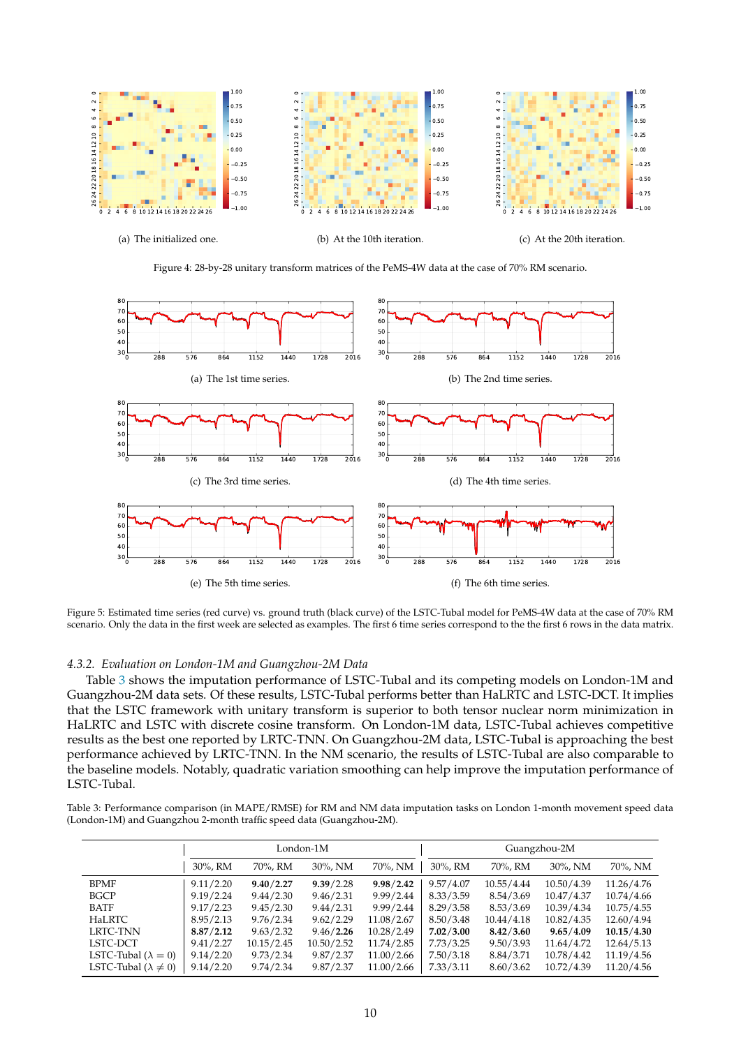(a) The initialized one.

(b) At the 10th iteration.

(c) At the 20th iteration.

Figure 4: 28-by-28 unitary transform matrices of the PeMS-4W data at the case of 70% RM scenario.

(a) The 1st time series.

(b) The 2nd time series.

(c) The 3rd time series.

(d) The 4th time series.

(e) The 5th time series.

(f) The 6th time series.

Figure 5: Estimated time series (red curve) vs. ground truth (black curve) of the LSTC-Tubal model for PeMS-4W data at the case of 70% RM scenario. Only the data in the first week are selected as examples. The first 6 time series correspond to the the first 6 rows in the data matrix.

#### *4.3.2. Evaluation on London-1M and Guangzhou-2M Data*

Table 3 shows the imputation performance of LSTC-Tubal and its competing models on London-1M and Guangzhou-2M data sets. Of these results, LSTC-Tubal performs better than HaLRTC and LSTC-DCT. It implies that the LSTC framework with unitary transform is superior to both tensor nuclear norm minimization in HaLRTC and LSTC with discrete cosine transform. On London-1M data, LSTC-Tubal achieves competitive results as the best one reported by LRTC-TNN. On Guangzhou-2M data, LSTC-Tubal is approaching the best performance achieved by LRTC-TNN. In the NM scenario, the results of LSTC-Tubal are also comparable to the baseline models. Notably, quadratic variation smoothing can help improve the imputation performance of LSTC-Tubal.

Table 3: Performance comparison (in MAPE/RMSE) for RM and NM data imputation tasks on London 1-month movement speed data (London-1M) and Guangzhou 2-month traffic speed data (Guangzhou-2M).

| | London-1M | | | | Guangzhou-2M | | | |
|---|---|---|---|---|---|---|---|---|
| | 30%, RM | 70%, RM | 30%, NM | 70%, NM | 30%, RM | 70%, RM | 30%, NM | 70%, NM |
| BPMF | 9.11/2.20 | **9.40**/**2.27** | **9.39**/2.28 | **9.98**/**2.42** | 9.57/4.07 | 10.55/4.44 | 10.50/4.39 | 11.26/4.76 |
| BGCP | 9.19/2.24 | 9.44/2.30 | 9.46/2.31 | 9.99/2.44 | 8.33/3.59 | 8.54/3.69 | 10.47/4.37 | 10.74/4.66 |
| BATF | 9.17/2.23 | 9.45/2.30 | 9.44/2.31 | 9.99/2.44 | 8.29/3.58 | 8.53/3.69 | 10.39/4.34 | 10.75/4.55 |
| HaLRTC | 8.95/2.13 | 9.76/2.34 | 9.62/2.29 | 11.08/2.67 | 8.50/3.48 | 10.44/4.18 | 10.82/4.35 | 12.60/4.94 |
| LRTC-TNN | **8.87**/**2.12** | 9.63/2.32 | 9.46/**2.26** | 10.28/2.49 | **7.02**/**3.00** | **8.42**/**3.60** | **9.65**/**4.09** | **10.15**/**4.30** |
| LSTC-DCT | 9.41/2.27 | 10.15/2.45 | 10.50/2.52 | 11.74/2.85 | 7.73/3.25 | 9.50/3.93 | 11.64/4.72 | 12.64/5.13 |
| LSTC-Tubal ($\lambda = 0$) | 9.14/2.20 | 9.73/2.34 | 9.87/2.37 | 11.00/2.66 | 7.50/3.18 | 8.84/3.71 | 10.78/4.42 | 11.19/4.56 |
| LSTC-Tubal ($\lambda \neq 0$) | 9.14/2.20 | 9.74/2.34 | 9.87/2.37 | 11.00/2.66 | 7.33/3.11 | 8.60/3.62 | 10.72/4.39 | 11.20/4.56 |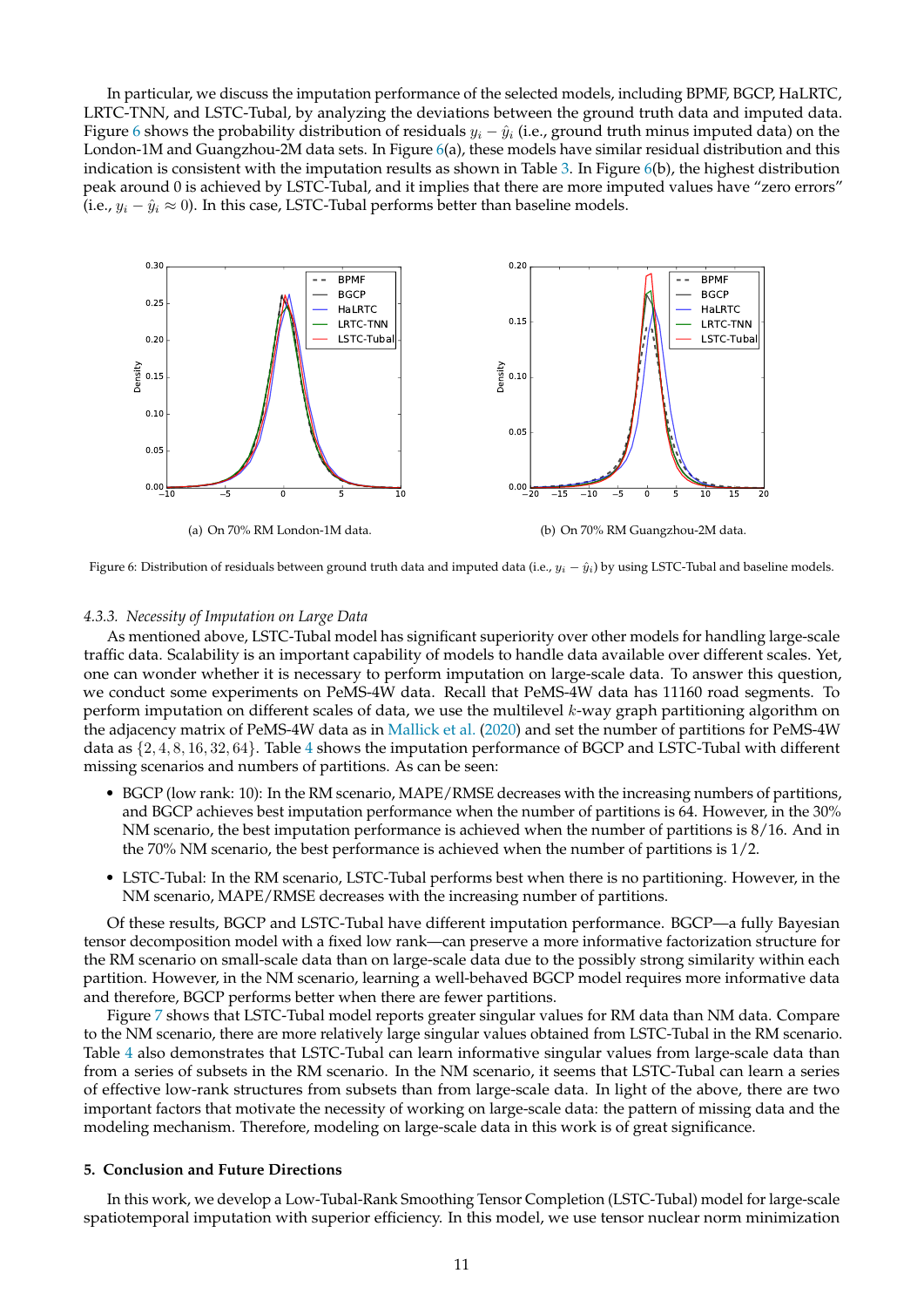In particular, we discuss the imputation performance of the selected models, including BPMF, BGCP, HaLRTC, LRTC-TNN, and LSTC-Tubal, by analyzing the deviations between the ground truth data and imputed data. Figure 6 shows the probability distribution of residuals $y_i - \hat{y}_i$ (i.e., ground truth minus imputed data) on the London-1M and Guangzhou-2M data sets. In Figure 6(a), these models have similar residual distribution and this indication is consistent with the imputation results as shown in Table 3. In Figure 6(b), the highest distribution peak around 0 is achieved by LSTC-Tubal, and it implies that there are more imputed values have "zero errors" (i.e., $y_i - \hat{y}_i \approx 0$). In this case, LSTC-Tubal performs better than baseline models.

(a) On 70% RM London-1M data.

(b) On 70% RM Guangzhou-2M data.

Figure 6: Distribution of residuals between ground truth data and imputed data (i.e., $y_i - \hat{y}_i$) by using LSTC-Tubal and baseline models.

#### 4.3.3. Necessity of Imputation on Large Data

As mentioned above, LSTC-Tubal model has significant superiority over other models for handling large-scale traffic data. Scalability is an important capability of models to handle data available over different scales. Yet, one can wonder whether it is necessary to perform imputation on large-scale data. To answer this question, we conduct some experiments on PeMS-4W data. Recall that PeMS-4W data has 11160 road segments. To perform imputation on different scales of data, we use the multilevel $k$-way graph partitioning algorithm on the adjacency matrix of PeMS-4W data as in Mallick et al. (2020) and set the number of partitions for PeMS-4W data as $\{2, 4, 8, 16, 32, 64\}$. Table 4 shows the imputation performance of BGCP and LSTC-Tubal with different missing scenarios and numbers of partitions. As can be seen:

- BGCP (low rank: 10): In the RM scenario, MAPE/RMSE decreases with the increasing numbers of partitions, and BGCP achieves best imputation performance when the number of partitions is 64. However, in the 30% NM scenario, the best imputation performance is achieved when the number of partitions is 8/16. And in the 70% NM scenario, the best performance is achieved when the number of partitions is 1/2.
- LSTC-Tubal: In the RM scenario, LSTC-Tubal performs best when there is no partitioning. However, in the NM scenario, MAPE/RMSE decreases with the increasing number of partitions.

Of these results, BGCP and LSTC-Tubal have different imputation performance. BGCP—a fully Bayesian tensor decomposition model with a fixed low rank—can preserve a more informative factorization structure for the RM scenario on small-scale data than on large-scale data due to the possibly strong similarity within each partition. However, in the NM scenario, learning a well-behaved BGCP model requires more informative data and therefore, BGCP performs better when there are fewer partitions.

Figure 7 shows that LSTC-Tubal model reports greater singular values for RM data than NM data. Compare to the NM scenario, there are more relatively large singular values obtained from LSTC-Tubal in the RM scenario. Table 4 also demonstrates that LSTC-Tubal can learn informative singular values from large-scale data than from a series of subsets in the RM scenario. In the NM scenario, it seems that LSTC-Tubal can learn a series of effective low-rank structures from subsets than from large-scale data. In light of the above, there are two important factors that motivate the necessity of working on large-scale data: the pattern of missing data and the modeling mechanism. Therefore, modeling on large-scale data in this work is of great significance.

## 5. Conclusion and Future Directions

In this work, we develop a Low-Tubal-Rank Smoothing Tensor Completion (LSTC-Tubal) model for large-scale spatiotemporal imputation with superior efficiency. In this model, we use tensor nuclear norm minimization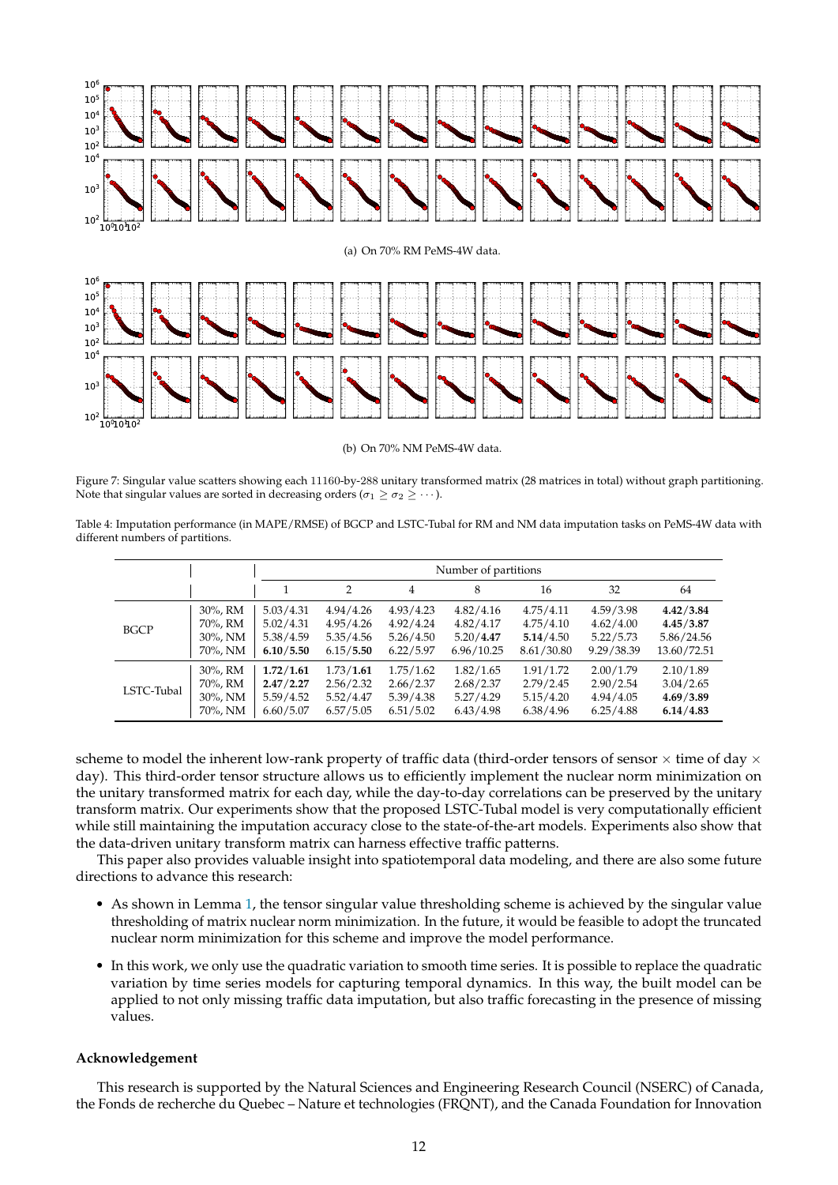(a) On 70% RM PeMS-4W data.

(b) On 70% NM PeMS-4W data.

Figure 7: Singular value scatters showing each 11160-by-288 unitary transformed matrix (28 matrices in total) without graph partitioning. Note that singular values are sorted in decreasing orders ($\sigma_1 \geq \sigma_2 \geq \cdots$).

Table 4: Imputation performance (in MAPE/RMSE) of BGCP and LSTC-Tubal for RM and NM data imputation tasks on PeMS-4W data with different numbers of partitions.

| | | Number of partitions | | | | | | |
|---|---|---|---|---|---|---|---|---|
| | | 1 | 2 | 4 | 8 | 16 | 32 | 64 |
| BGCP | 30%, RM | 5.03/4.31 | 4.94/4.26 | 4.93/4.23 | 4.82/4.16 | 4.75/4.11 | 4.59/3.98 | **4.42**/**3.84** |
| | 70%, RM | 5.02/4.31 | 4.95/4.26 | 4.92/4.24 | 4.82/4.17 | 4.75/4.10 | 4.62/4.00 | **4.45**/**3.87** |
| | 30%, NM | 5.38/4.59 | 5.35/4.56 | 5.26/4.50 | 5.20/**4.47** | **5.14**/4.50 | 5.22/5.73 | 5.86/24.56 |
| | 70%, NM | **6.10**/**5.50** | 6.15/**5.50** | 6.22/5.97 | 6.96/10.25 | 8.61/30.80 | 9.29/38.39 | 13.60/72.51 |
| LSTC-Tubal | 30%, RM | **1.72**/**1.61** | 1.73/**1.61** | 1.75/1.62 | 1.82/1.65 | 1.91/1.72 | 2.00/1.79 | 2.10/1.89 |
| | 70%, RM | **2.47**/**2.27** | 2.56/2.32 | 2.66/2.37 | 2.68/2.37 | 2.79/2.45 | 2.90/2.54 | 3.04/2.65 |
| | 30%, NM | 5.59/4.52 | 5.52/4.47 | 5.39/4.38 | 5.27/4.29 | 5.15/4.20 | 4.94/4.05 | **4.69**/**3.89** |
| | 70%, NM | 6.60/5.07 | 6.57/5.05 | 6.51/5.02 | 6.43/4.98 | 6.38/4.96 | 6.25/4.88 | **6.14**/**4.83** |

scheme to model the inherent low-rank property of traffic data (third-order tensors of sensor $\times$ time of day $\times$ day). This third-order tensor structure allows us to efficiently implement the nuclear norm minimization on the unitary transformed matrix for each day, while the day-to-day correlations can be preserved by the unitary transform matrix. Our experiments show that the proposed LSTC-Tubal model is very computationally efficient while still maintaining the imputation accuracy close to the state-of-the-art models. Experiments also show that the data-driven unitary transform matrix can harness effective traffic patterns.

This paper also provides valuable insight into spatiotemporal data modeling, and there are also some future directions to advance this research:

- As shown in Lemma 1, the tensor singular value thresholding scheme is achieved by the singular value thresholding of matrix nuclear norm minimization. In the future, it would be feasible to adopt the truncated nuclear norm minimization for this scheme and improve the model performance.
- In this work, we only use the quadratic variation to smooth time series. It is possible to replace the quadratic variation by time series models for capturing temporal dynamics. In this way, the built model can be applied to not only missing traffic data imputation, but also traffic forecasting in the presence of missing values.

### Acknowledgement

This research is supported by the Natural Sciences and Engineering Research Council (NSERC) of Canada, the Fonds de recherche du Quebec – Nature et technologies (FRQNT), and the Canada Foundation for Innovation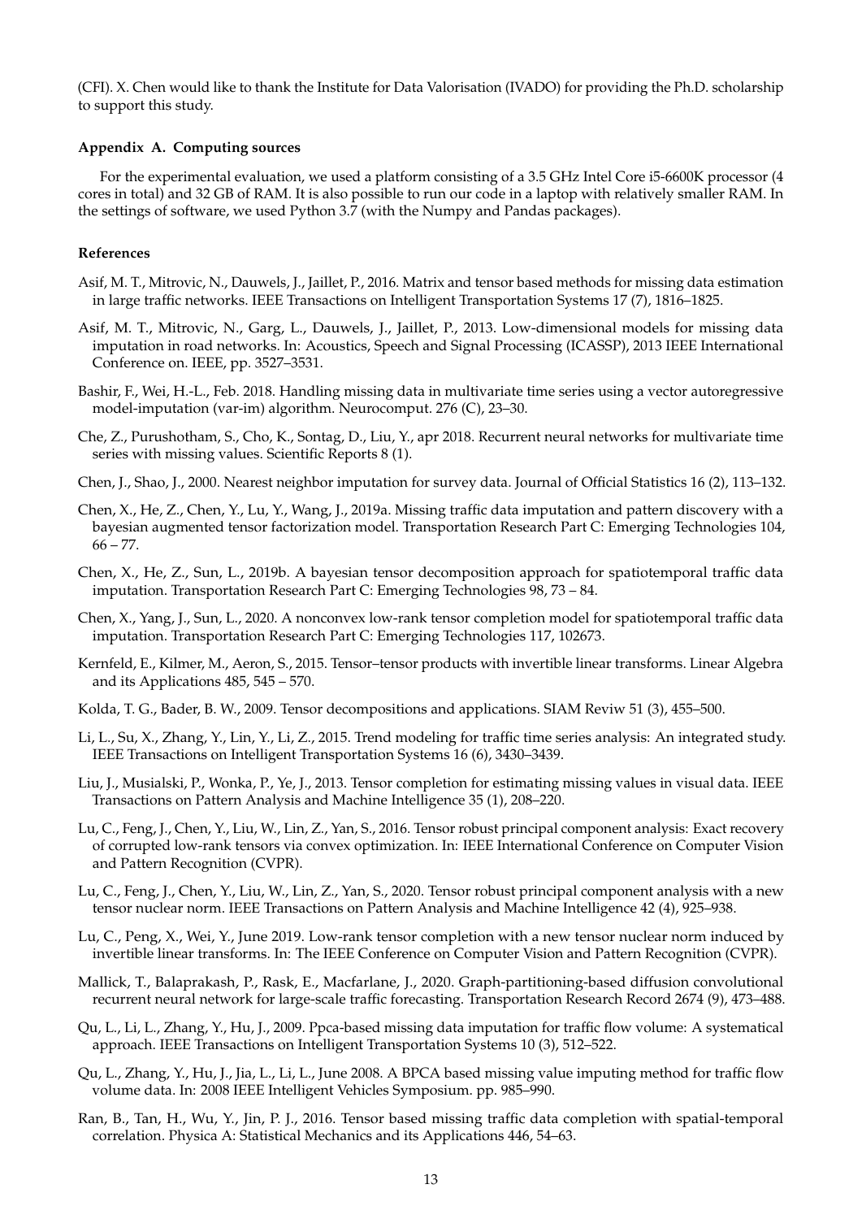(CFI). X. Chen would like to thank the Institute for Data Valorisation (IVADO) for providing the Ph.D. scholarship to support this study.

### Appendix A. Computing sources

For the experimental evaluation, we used a platform consisting of a 3.5 GHz Intel Core i5-6600K processor (4 cores in total) and 32 GB of RAM. It is also possible to run our code in a laptop with relatively smaller RAM. In the settings of software, we used Python 3.7 (with the Numpy and Pandas packages).

### References

Asif, M. T., Mitrovic, N., Dauwels, J., Jaillet, P., 2016. Matrix and tensor based methods for missing data estimation in large traffic networks. IEEE Transactions on Intelligent Transportation Systems 17 (7), 1816–1825.

Asif, M. T., Mitrovic, N., Garg, L., Dauwels, J., Jaillet, P., 2013. Low-dimensional models for missing data imputation in road networks. In: Acoustics, Speech and Signal Processing (ICASSP), 2013 IEEE International Conference on. IEEE, pp. 3527–3531.

Bashir, F., Wei, H.-L., Feb. 2018. Handling missing data in multivariate time series using a vector autoregressive model-imputation (var-im) algorithm. Neurocomput. 276 (C), 23–30.

Che, Z., Purushotham, S., Cho, K., Sontag, D., Liu, Y., apr 2018. Recurrent neural networks for multivariate time series with missing values. Scientific Reports 8 (1).

Chen, J., Shao, J., 2000. Nearest neighbor imputation for survey data. Journal of Official Statistics 16 (2), 113–132.

Chen, X., He, Z., Chen, Y., Lu, Y., Wang, J., 2019a. Missing traffic data imputation and pattern discovery with a bayesian augmented tensor factorization model. Transportation Research Part C: Emerging Technologies 104, 66 – 77.

Chen, X., He, Z., Sun, L., 2019b. A bayesian tensor decomposition approach for spatiotemporal traffic data imputation. Transportation Research Part C: Emerging Technologies 98, 73 – 84.

Chen, X., Yang, J., Sun, L., 2020. A nonconvex low-rank tensor completion model for spatiotemporal traffic data imputation. Transportation Research Part C: Emerging Technologies 117, 102673.

Kernfeld, E., Kilmer, M., Aeron, S., 2015. Tensor–tensor products with invertible linear transforms. Linear Algebra and its Applications 485, 545 – 570.

Kolda, T. G., Bader, B. W., 2009. Tensor decompositions and applications. SIAM Reviw 51 (3), 455–500.

Li, L., Su, X., Zhang, Y., Lin, Y., Li, Z., 2015. Trend modeling for traffic time series analysis: An integrated study. IEEE Transactions on Intelligent Transportation Systems 16 (6), 3430–3439.

Liu, J., Musialski, P., Wonka, P., Ye, J., 2013. Tensor completion for estimating missing values in visual data. IEEE Transactions on Pattern Analysis and Machine Intelligence 35 (1), 208–220.

Lu, C., Feng, J., Chen, Y., Liu, W., Lin, Z., Yan, S., 2016. Tensor robust principal component analysis: Exact recovery of corrupted low-rank tensors via convex optimization. In: IEEE International Conference on Computer Vision and Pattern Recognition (CVPR).

Lu, C., Feng, J., Chen, Y., Liu, W., Lin, Z., Yan, S., 2020. Tensor robust principal component analysis with a new tensor nuclear norm. IEEE Transactions on Pattern Analysis and Machine Intelligence 42 (4), 925–938.

Lu, C., Peng, X., Wei, Y., June 2019. Low-rank tensor completion with a new tensor nuclear norm induced by invertible linear transforms. In: The IEEE Conference on Computer Vision and Pattern Recognition (CVPR).

Mallick, T., Balaprakash, P., Rask, E., Macfarlane, J., 2020. Graph-partitioning-based diffusion convolutional recurrent neural network for large-scale traffic forecasting. Transportation Research Record 2674 (9), 473–488.

Qu, L., Li, L., Zhang, Y., Hu, J., 2009. Ppca-based missing data imputation for traffic flow volume: A systematical approach. IEEE Transactions on Intelligent Transportation Systems 10 (3), 512–522.

Qu, L., Zhang, Y., Hu, J., Jia, L., Li, L., June 2008. A BPCA based missing value imputing method for traffic flow volume data. In: 2008 IEEE Intelligent Vehicles Symposium. pp. 985–990.

Ran, B., Tan, H., Wu, Y., Jin, P. J., 2016. Tensor based missing traffic data completion with spatial-temporal correlation. Physica A: Statistical Mechanics and its Applications 446, 54–63.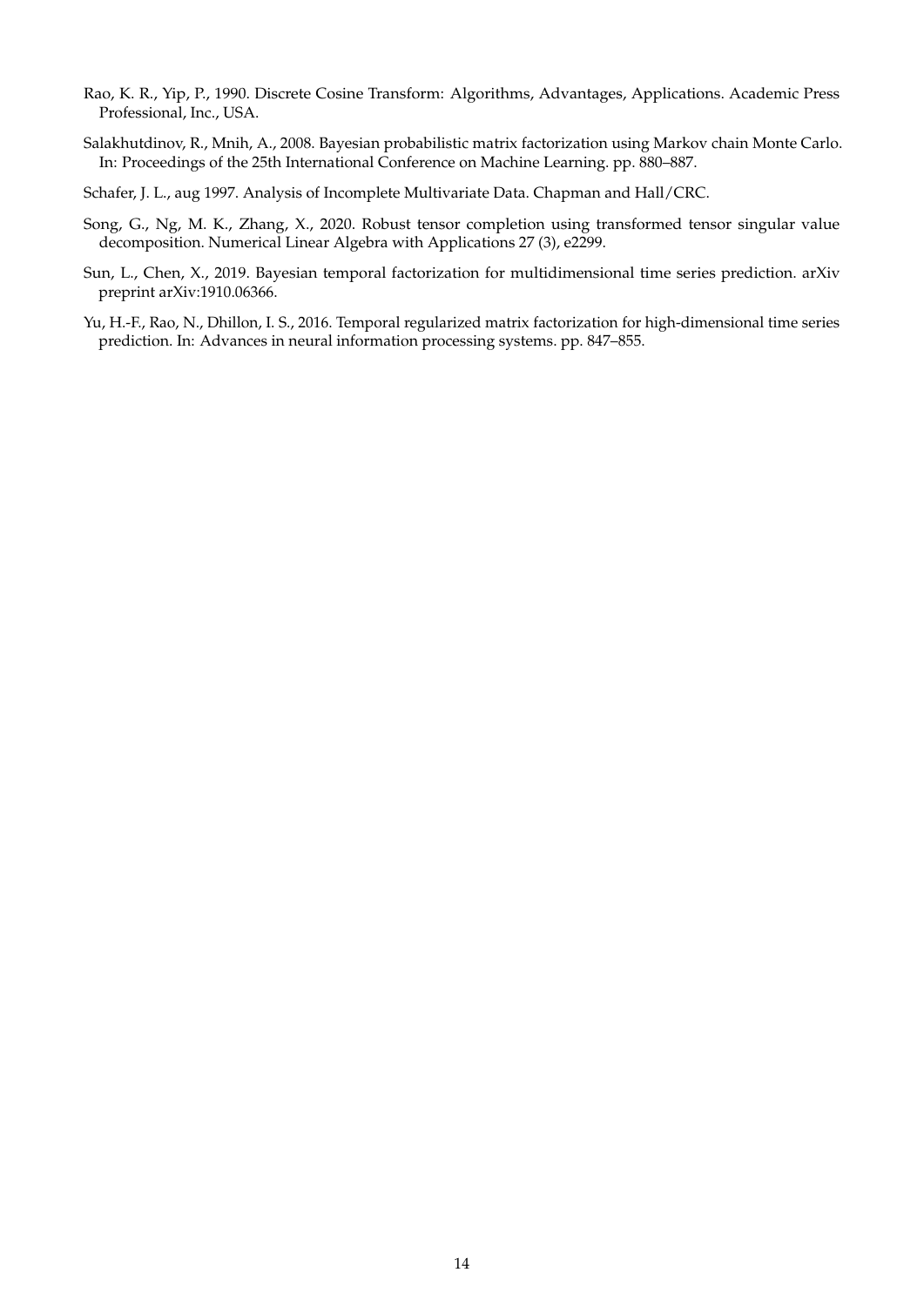Rao, K. R., Yip, P., 1990. Discrete Cosine Transform: Algorithms, Advantages, Applications. Academic Press Professional, Inc., USA.

Salakhutdinov, R., Mnih, A., 2008. Bayesian probabilistic matrix factorization using Markov chain Monte Carlo. In: Proceedings of the 25th International Conference on Machine Learning. pp. 880–887.

Schafer, J. L., aug 1997. Analysis of Incomplete Multivariate Data. Chapman and Hall/CRC.

Song, G., Ng, M. K., Zhang, X., 2020. Robust tensor completion using transformed tensor singular value decomposition. Numerical Linear Algebra with Applications 27 (3), e2299.

Sun, L., Chen, X., 2019. Bayesian temporal factorization for multidimensional time series prediction. arXiv preprint arXiv:1910.06366.

Yu, H.-F., Rao, N., Dhillon, I. S., 2016. Temporal regularized matrix factorization for high-dimensional time series prediction. In: Advances in neural information processing systems. pp. 847–855.